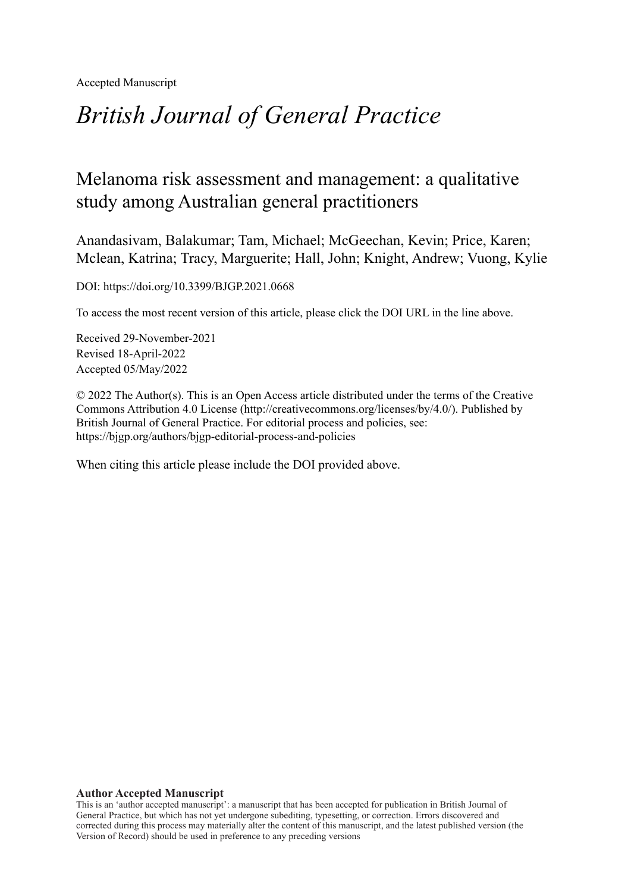Accepted Manuscript

# *British Journal of General Practice*

## Melanoma risk assessment and management: a qualitative study among Australian general practitioners

Anandasivam, Balakumar; Tam, Michael; McGeechan, Kevin; Price, Karen; Mclean, Katrina; Tracy, Marguerite; Hall, John; Knight, Andrew; Vuong, Kylie

DOI: https://doi.org/10.3399/BJGP.2021.0668

To access the most recent version of this article, please click the DOI URL in the line above.

Received 29-November-2021
Revised 18-April-2022
Accepted 05/May/2022

© 2022 The Author(s). This is an Open Access article distributed under the terms of the Creative Commons Attribution 4.0 License (http://creativecommons.org/licenses/by/4.0/). Published by British Journal of General Practice. For editorial process and policies, see: https://bjgp.org/authors/bjgp-editorial-process-and-policies

When citing this article please include the DOI provided above.

**Author Accepted Manuscript**

This is an 'author accepted manuscript': a manuscript that has been accepted for publication in British Journal of General Practice, but which has not yet undergone subediting, typesetting, or correction. Errors discovered and corrected during this process may materially alter the content of this manuscript, and the latest published version (the Version of Record) should be used in preference to any preceding versions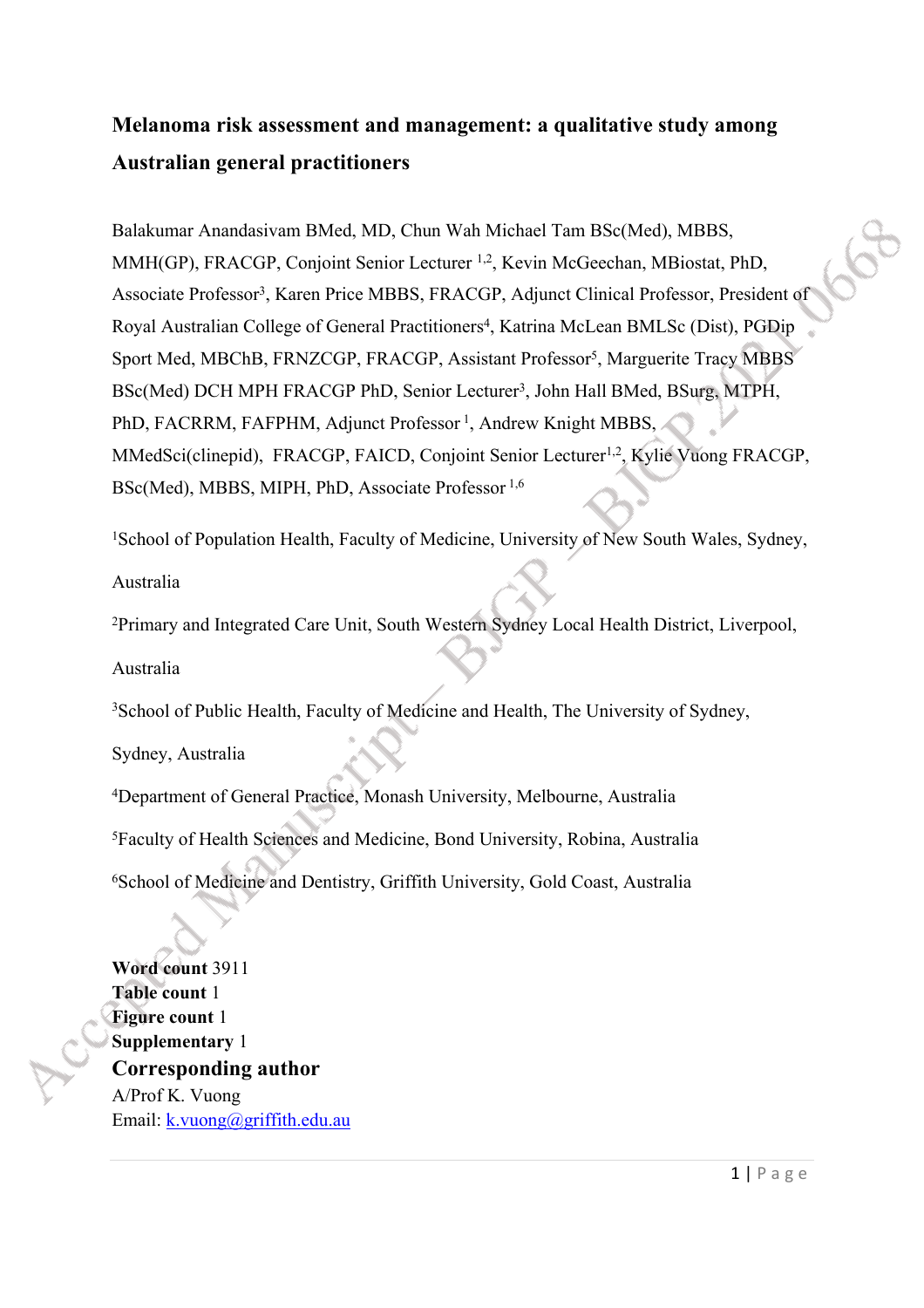# Melanoma risk assessment and management: a qualitative study among Australian general practitioners

Balakumar Anandasivam BMed, MD, Chun Wah Michael Tam BSc(Med), MBBS, MMH(GP), FRACGP, Conjoint Senior Lecturer [1,2], Kevin McGeechan, MBiostat, PhD, Associate Professor[3], Karen Price MBBS, FRACGP, Adjunct Clinical Professor, President of Royal Australian College of General Practitioners[4], Katrina McLean BMLSc (Dist), PGDip Sport Med, MBChB, FRNZCGP, FRACGP, Assistant Professor[5], Marguerite Tracy MBBS BSc(Med) DCH MPH FRACGP PhD, Senior Lecturer[3], John Hall BMed, BSurg, MTPH, PhD, FACRRM, FAFPHM, Adjunct Professor [1], Andrew Knight MBBS, MMedSci(clinepid), FRACGP, FAICD, Conjoint Senior Lecturer[1,2], Kylie Vuong FRACGP, BSc(Med), MBBS, MIPH, PhD, Associate Professor [1,6]

[1]School of Population Health, Faculty of Medicine, University of New South Wales, Sydney, Australia

[2]Primary and Integrated Care Unit, South Western Sydney Local Health District, Liverpool, Australia

[3]School of Public Health, Faculty of Medicine and Health, The University of Sydney, Sydney, Australia

[4]Department of General Practice, Monash University, Melbourne, Australia

[5]Faculty of Health Sciences and Medicine, Bond University, Robina, Australia

[6]School of Medicine and Dentistry, Griffith University, Gold Coast, Australia

**Word count** 3911
**Table count** 1
**Figure count** 1
**Supplementary** 1

## Corresponding author

A/Prof K. Vuong
Email: k.vuong@griffith.edu.au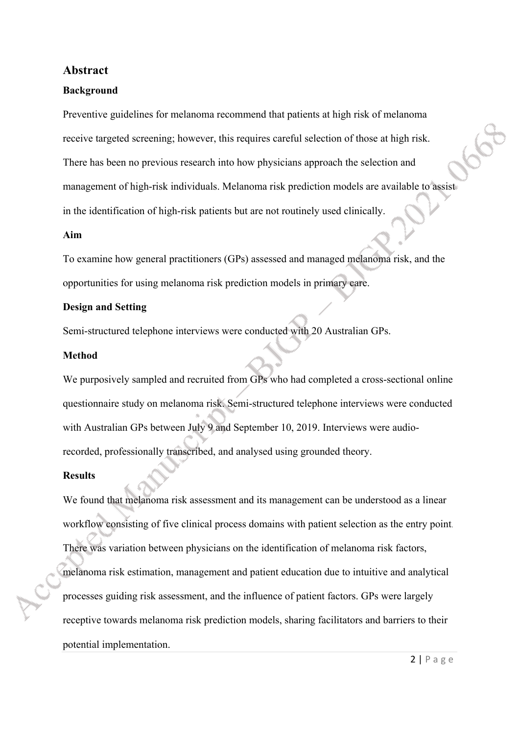## Abstract

### Background

Preventive guidelines for melanoma recommend that patients at high risk of melanoma receive targeted screening; however, this requires careful selection of those at high risk. There has been no previous research into how physicians approach the selection and management of high-risk individuals. Melanoma risk prediction models are available to assist in the identification of high-risk patients but are not routinely used clinically.

### Aim

To examine how general practitioners (GPs) assessed and managed melanoma risk, and the opportunities for using melanoma risk prediction models in primary care.

### Design and Setting

Semi-structured telephone interviews were conducted with 20 Australian GPs.

### Method

We purposively sampled and recruited from GPs who had completed a cross-sectional online questionnaire study on melanoma risk. Semi-structured telephone interviews were conducted with Australian GPs between July 9 and September 10, 2019. Interviews were audio-recorded, professionally transcribed, and analysed using grounded theory.

### Results

We found that melanoma risk assessment and its management can be understood as a linear workflow consisting of five clinical process domains with patient selection as the entry point. There was variation between physicians on the identification of melanoma risk factors, melanoma risk estimation, management and patient education due to intuitive and analytical processes guiding risk assessment, and the influence of patient factors. GPs were largely receptive towards melanoma risk prediction models, sharing facilitators and barriers to their potential implementation.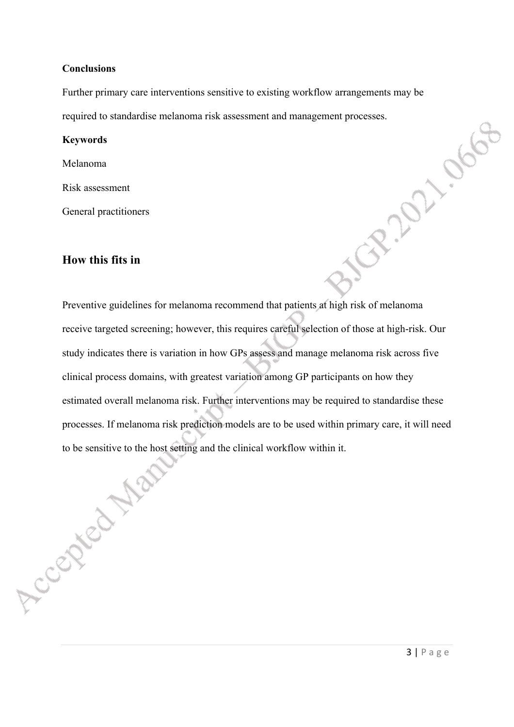**Conclusions**

Further primary care interventions sensitive to existing workflow arrangements may be required to standardise melanoma risk assessment and management processes.

**Keywords**

Melanoma

Risk assessment

General practitioners

## How this fits in

Preventive guidelines for melanoma recommend that patients at high risk of melanoma receive targeted screening; however, this requires careful selection of those at high-risk. Our study indicates there is variation in how GPs assess and manage melanoma risk across five clinical process domains, with greatest variation among GP participants on how they estimated overall melanoma risk. Further interventions may be required to standardise these processes. If melanoma risk prediction models are to be used within primary care, it will need to be sensitive to the host setting and the clinical workflow within it.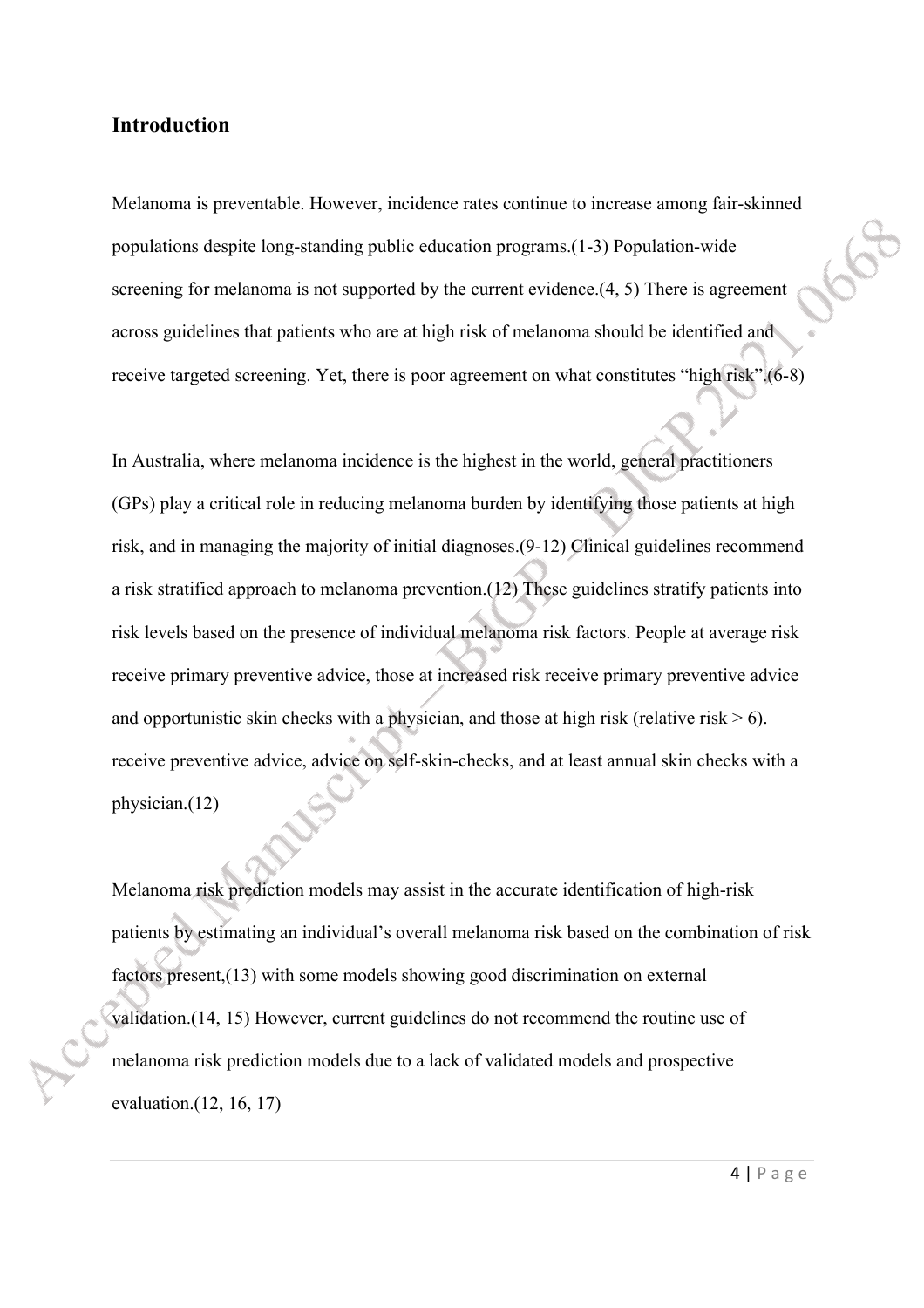## Introduction

Melanoma is preventable. However, incidence rates continue to increase among fair-skinned populations despite long-standing public education programs.(1-3) Population-wide screening for melanoma is not supported by the current evidence.(4, 5) There is agreement across guidelines that patients who are at high risk of melanoma should be identified and receive targeted screening. Yet, there is poor agreement on what constitutes "high risk".(6-8)

In Australia, where melanoma incidence is the highest in the world, general practitioners (GPs) play a critical role in reducing melanoma burden by identifying those patients at high risk, and in managing the majority of initial diagnoses.(9-12) Clinical guidelines recommend a risk stratified approach to melanoma prevention.(12) These guidelines stratify patients into risk levels based on the presence of individual melanoma risk factors. People at average risk receive primary preventive advice, those at increased risk receive primary preventive advice and opportunistic skin checks with a physician, and those at high risk (relative risk > 6). receive preventive advice, advice on self-skin-checks, and at least annual skin checks with a physician.(12)

Melanoma risk prediction models may assist in the accurate identification of high-risk patients by estimating an individual's overall melanoma risk based on the combination of risk factors present,(13) with some models showing good discrimination on external validation.(14, 15) However, current guidelines do not recommend the routine use of melanoma risk prediction models due to a lack of validated models and prospective evaluation.(12, 16, 17)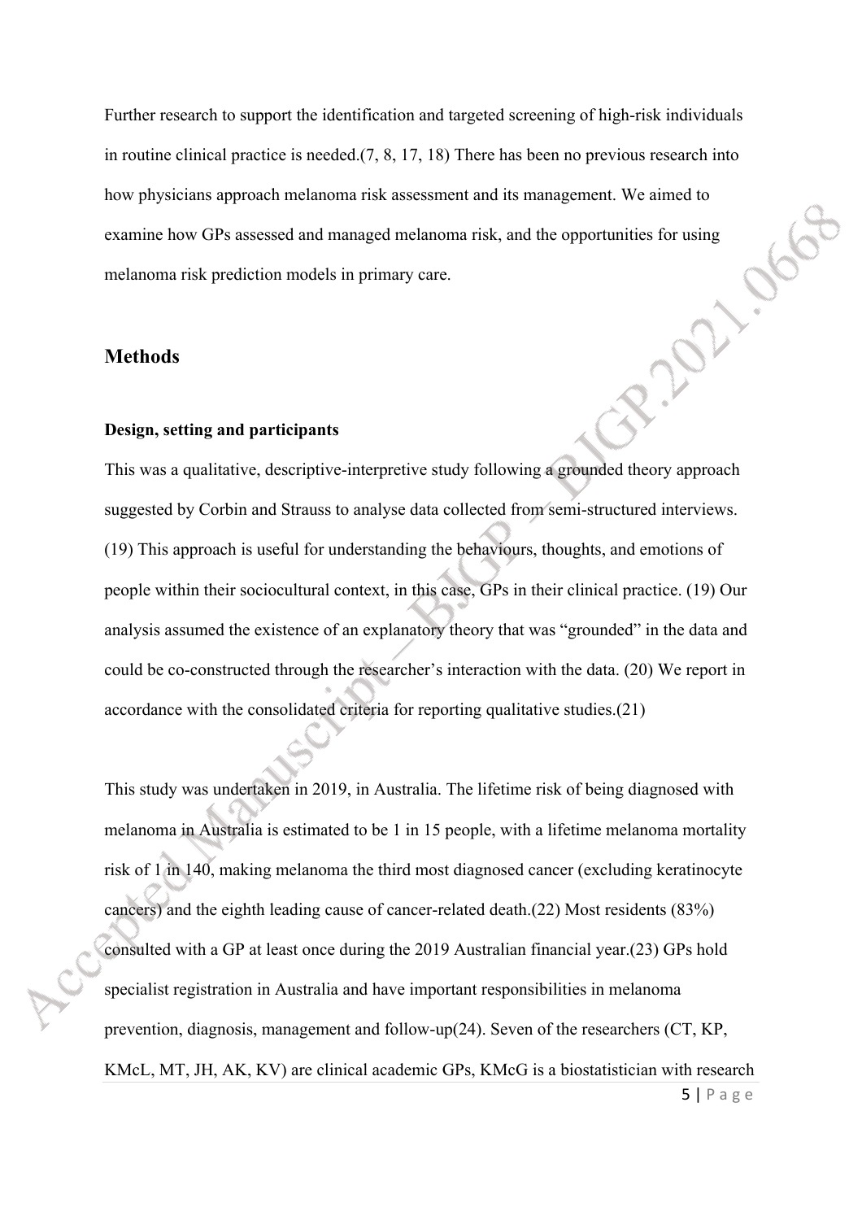Further research to support the identification and targeted screening of high-risk individuals in routine clinical practice is needed.(7, 8, 17, 18) There has been no previous research into how physicians approach melanoma risk assessment and its management. We aimed to examine how GPs assessed and managed melanoma risk, and the opportunities for using melanoma risk prediction models in primary care.

## Methods

### Design, setting and participants

This was a qualitative, descriptive-interpretive study following a grounded theory approach suggested by Corbin and Strauss to analyse data collected from semi-structured interviews. (19) This approach is useful for understanding the behaviours, thoughts, and emotions of people within their sociocultural context, in this case, GPs in their clinical practice. (19) Our analysis assumed the existence of an explanatory theory that was "grounded" in the data and could be co-constructed through the researcher's interaction with the data. (20) We report in accordance with the consolidated criteria for reporting qualitative studies.(21)

This study was undertaken in 2019, in Australia. The lifetime risk of being diagnosed with melanoma in Australia is estimated to be 1 in 15 people, with a lifetime melanoma mortality risk of 1 in 140, making melanoma the third most diagnosed cancer (excluding keratinocyte cancers) and the eighth leading cause of cancer-related death.(22) Most residents (83%) consulted with a GP at least once during the 2019 Australian financial year.(23) GPs hold specialist registration in Australia and have important responsibilities in melanoma prevention, diagnosis, management and follow-up(24). Seven of the researchers (CT, KP, KMcL, MT, JH, AK, KV) are clinical academic GPs, KMcG is a biostatistician with research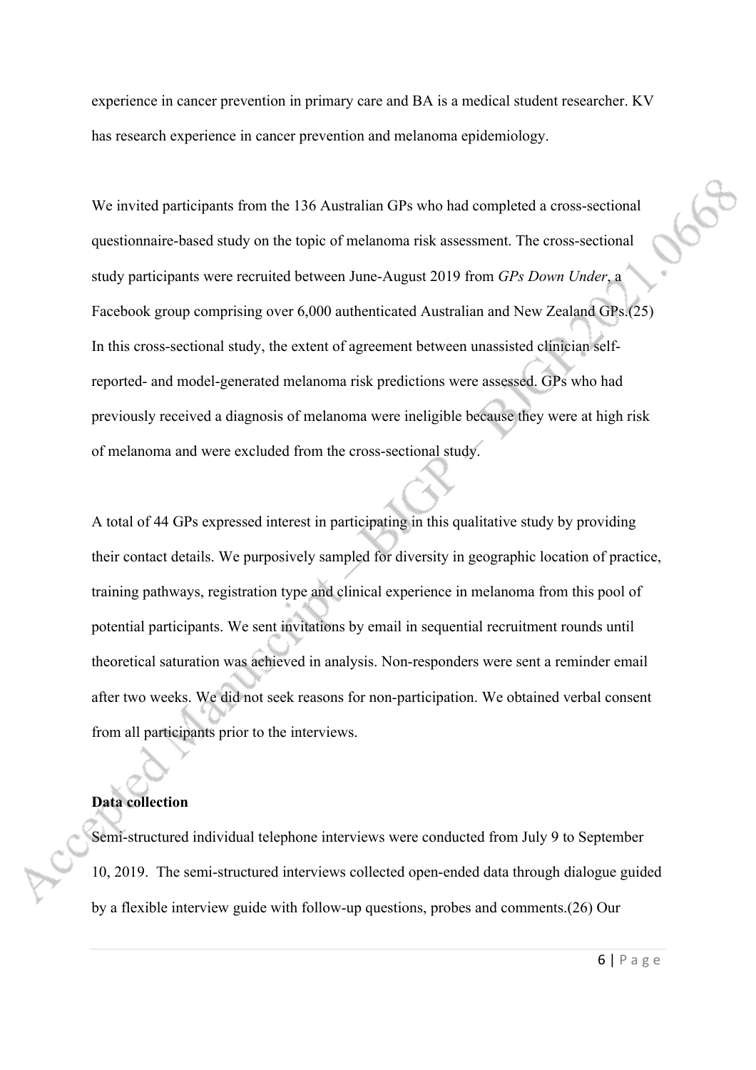experience in cancer prevention in primary care and BA is a medical student researcher. KV has research experience in cancer prevention and melanoma epidemiology.

We invited participants from the 136 Australian GPs who had completed a cross-sectional questionnaire-based study on the topic of melanoma risk assessment. The cross-sectional study participants were recruited between June-August 2019 from *GPs Down Under*, a Facebook group comprising over 6,000 authenticated Australian and New Zealand GPs.(25) In this cross-sectional study, the extent of agreement between unassisted clinician self-reported- and model-generated melanoma risk predictions were assessed. GPs who had previously received a diagnosis of melanoma were ineligible because they were at high risk of melanoma and were excluded from the cross-sectional study.

A total of 44 GPs expressed interest in participating in this qualitative study by providing their contact details. We purposively sampled for diversity in geographic location of practice, training pathways, registration type and clinical experience in melanoma from this pool of potential participants. We sent invitations by email in sequential recruitment rounds until theoretical saturation was achieved in analysis. Non-responders were sent a reminder email after two weeks. We did not seek reasons for non-participation. We obtained verbal consent from all participants prior to the interviews.

**Data collection**

Semi-structured individual telephone interviews were conducted from July 9 to September 10, 2019. The semi-structured interviews collected open-ended data through dialogue guided by a flexible interview guide with follow-up questions, probes and comments.(26) Our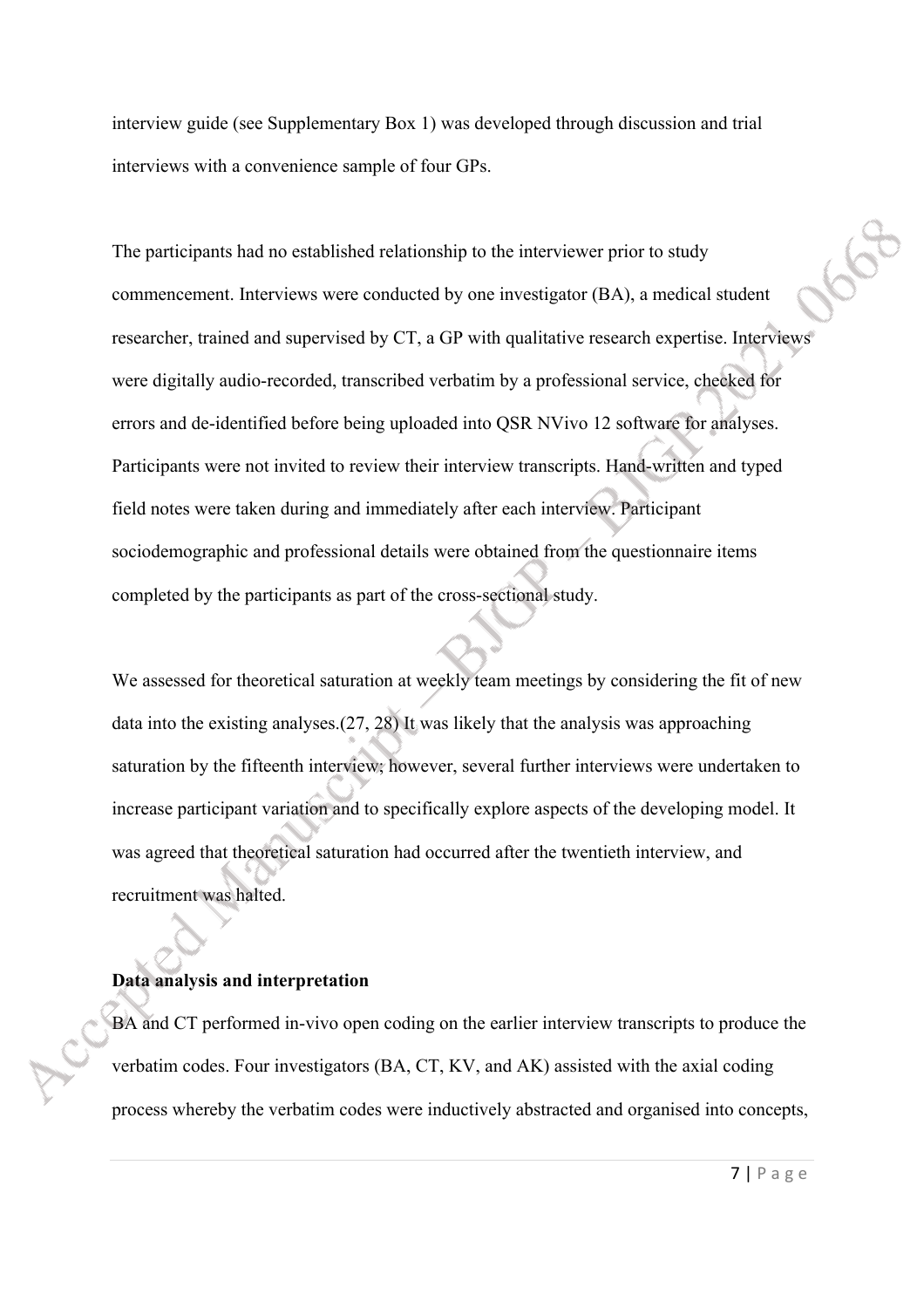interview guide (see Supplementary Box 1) was developed through discussion and trial interviews with a convenience sample of four GPs.

The participants had no established relationship to the interviewer prior to study commencement. Interviews were conducted by one investigator (BA), a medical student researcher, trained and supervised by CT, a GP with qualitative research expertise. Interviews were digitally audio-recorded, transcribed verbatim by a professional service, checked for errors and de-identified before being uploaded into QSR NVivo 12 software for analyses. Participants were not invited to review their interview transcripts. Hand-written and typed field notes were taken during and immediately after each interview. Participant sociodemographic and professional details were obtained from the questionnaire items completed by the participants as part of the cross-sectional study.

We assessed for theoretical saturation at weekly team meetings by considering the fit of new data into the existing analyses.(27, 28) It was likely that the analysis was approaching saturation by the fifteenth interview; however, several further interviews were undertaken to increase participant variation and to specifically explore aspects of the developing model. It was agreed that theoretical saturation had occurred after the twentieth interview, and recruitment was halted.

**Data analysis and interpretation**

BA and CT performed in-vivo open coding on the earlier interview transcripts to produce the verbatim codes. Four investigators (BA, CT, KV, and AK) assisted with the axial coding process whereby the verbatim codes were inductively abstracted and organised into concepts,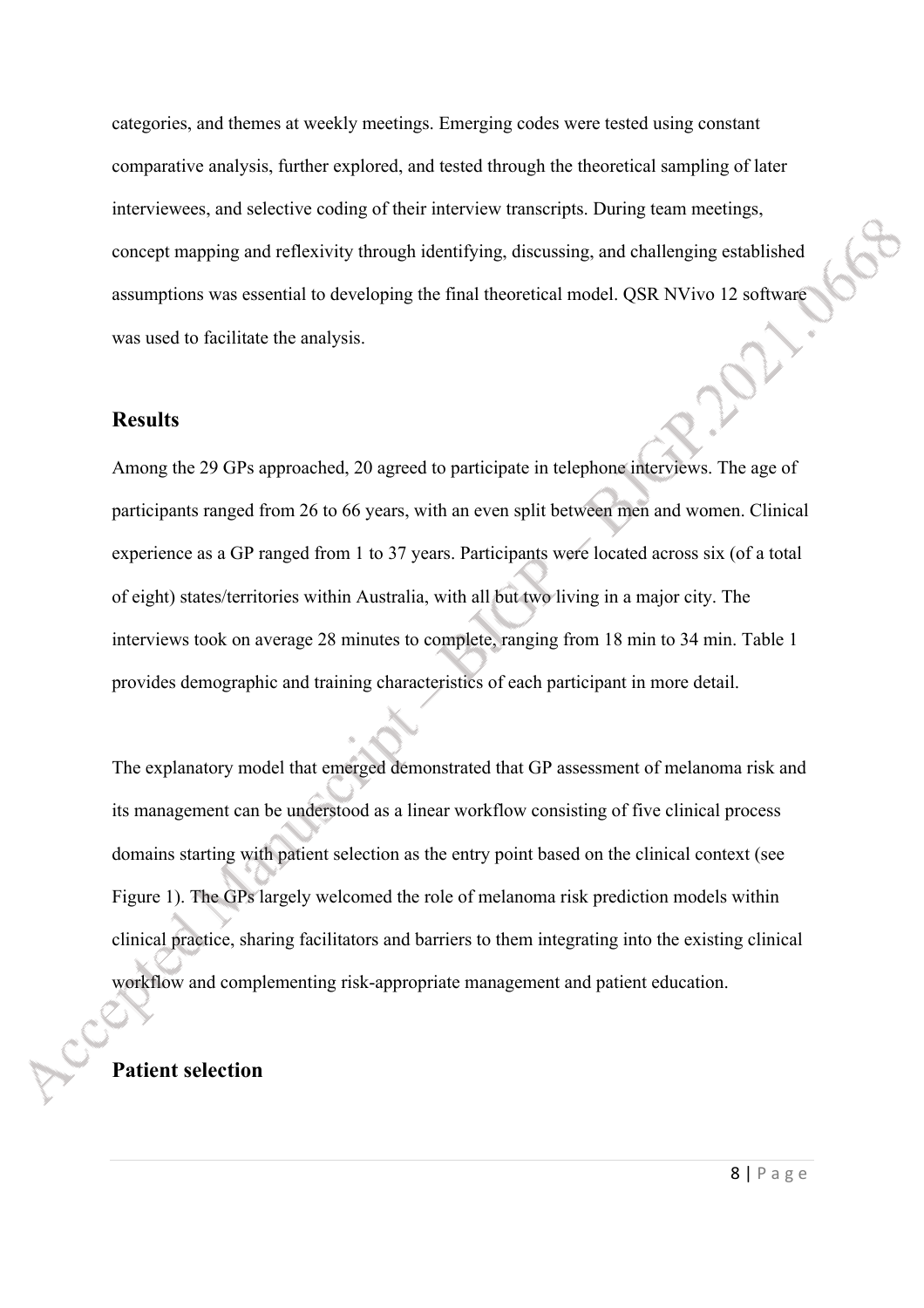categories, and themes at weekly meetings. Emerging codes were tested using constant comparative analysis, further explored, and tested through the theoretical sampling of later interviewees, and selective coding of their interview transcripts. During team meetings, concept mapping and reflexivity through identifying, discussing, and challenging established assumptions was essential to developing the final theoretical model. QSR NVivo 12 software was used to facilitate the analysis.

## Results

Among the 29 GPs approached, 20 agreed to participate in telephone interviews. The age of participants ranged from 26 to 66 years, with an even split between men and women. Clinical experience as a GP ranged from 1 to 37 years. Participants were located across six (of a total of eight) states/territories within Australia, with all but two living in a major city. The interviews took on average 28 minutes to complete, ranging from 18 min to 34 min. Table 1 provides demographic and training characteristics of each participant in more detail.

The explanatory model that emerged demonstrated that GP assessment of melanoma risk and its management can be understood as a linear workflow consisting of five clinical process domains starting with patient selection as the entry point based on the clinical context (see Figure 1). The GPs largely welcomed the role of melanoma risk prediction models within clinical practice, sharing facilitators and barriers to them integrating into the existing clinical workflow and complementing risk-appropriate management and patient education.

### Patient selection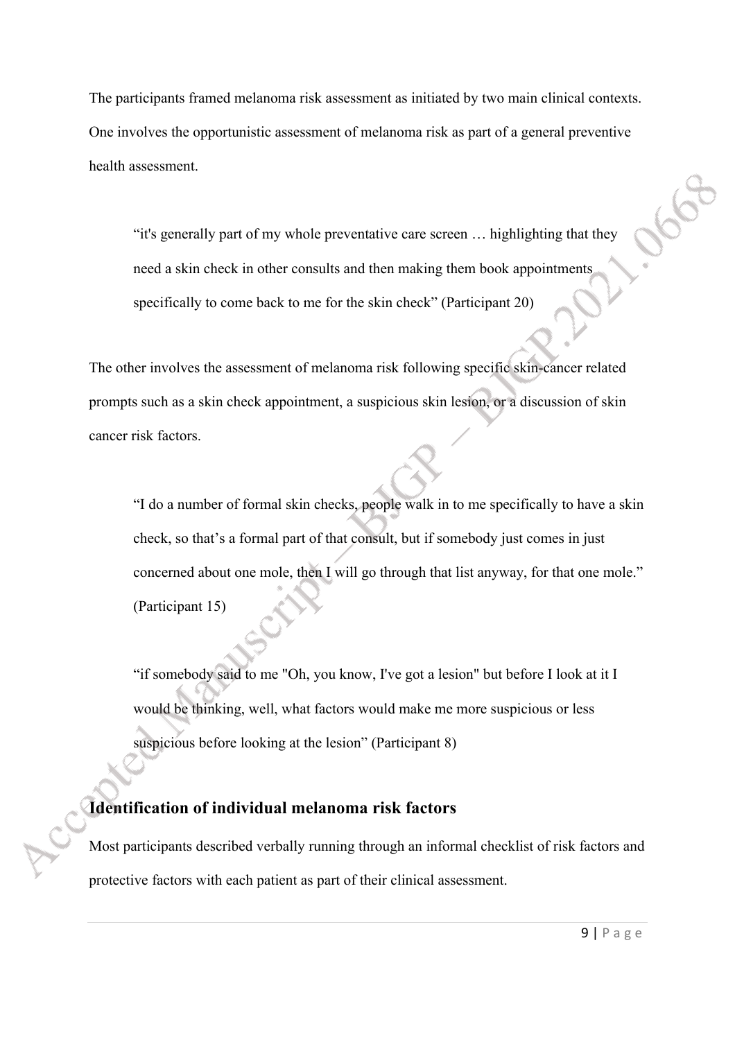The participants framed melanoma risk assessment as initiated by two main clinical contexts. One involves the opportunistic assessment of melanoma risk as part of a general preventive health assessment.

> "it's generally part of my whole preventative care screen … highlighting that they need a skin check in other consults and then making them book appointments specifically to come back to me for the skin check" (Participant 20)

The other involves the assessment of melanoma risk following specific skin-cancer related prompts such as a skin check appointment, a suspicious skin lesion, or a discussion of skin cancer risk factors.

> "I do a number of formal skin checks, people walk in to me specifically to have a skin check, so that's a formal part of that consult, but if somebody just comes in just concerned about one mole, then I will go through that list anyway, for that one mole." (Participant 15)

> "if somebody said to me "Oh, you know, I've got a lesion" but before I look at it I would be thinking, well, what factors would make me more suspicious or less suspicious before looking at the lesion" (Participant 8)

## Identification of individual melanoma risk factors

Most participants described verbally running through an informal checklist of risk factors and protective factors with each patient as part of their clinical assessment.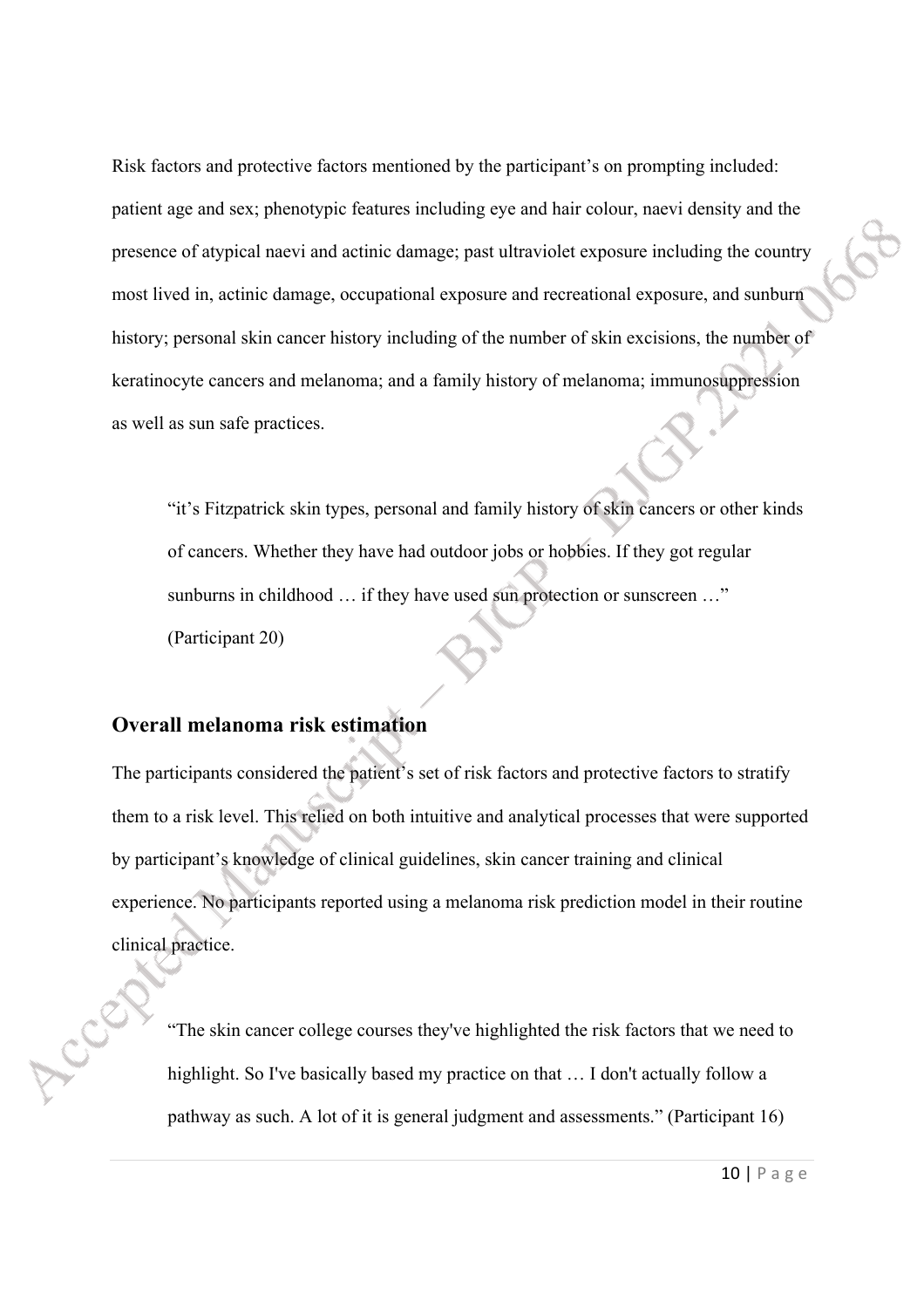Risk factors and protective factors mentioned by the participant's on prompting included: patient age and sex; phenotypic features including eye and hair colour, naevi density and the presence of atypical naevi and actinic damage; past ultraviolet exposure including the country most lived in, actinic damage, occupational exposure and recreational exposure, and sunburn history; personal skin cancer history including of the number of skin excisions, the number of keratinocyte cancers and melanoma; and a family history of melanoma; immunosuppression as well as sun safe practices.

> "it's Fitzpatrick skin types, personal and family history of skin cancers or other kinds of cancers. Whether they have had outdoor jobs or hobbies. If they got regular sunburns in childhood … if they have used sun protection or sunscreen …" (Participant 20)

## Overall melanoma risk estimation

The participants considered the patient's set of risk factors and protective factors to stratify them to a risk level. This relied on both intuitive and analytical processes that were supported by participant's knowledge of clinical guidelines, skin cancer training and clinical experience. No participants reported using a melanoma risk prediction model in their routine clinical practice.

> "The skin cancer college courses they've highlighted the risk factors that we need to highlight. So I've basically based my practice on that … I don't actually follow a pathway as such. A lot of it is general judgment and assessments." (Participant 16)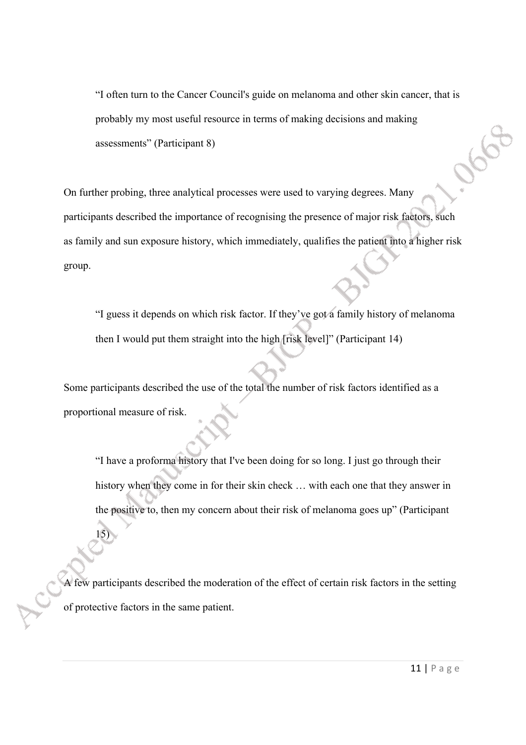> "I often turn to the Cancer Council's guide on melanoma and other skin cancer, that is probably my most useful resource in terms of making decisions and making assessments" (Participant 8)

On further probing, three analytical processes were used to varying degrees. Many participants described the importance of recognising the presence of major risk factors, such as family and sun exposure history, which immediately, qualifies the patient into a higher risk group.

> "I guess it depends on which risk factor. If they've got a family history of melanoma then I would put them straight into the high [risk level]" (Participant 14)

Some participants described the use of the total the number of risk factors identified as a proportional measure of risk.

> "I have a proforma history that I've been doing for so long. I just go through their history when they come in for their skin check … with each one that they answer in the positive to, then my concern about their risk of melanoma goes up" (Participant 15)

A few participants described the moderation of the effect of certain risk factors in the setting of protective factors in the same patient.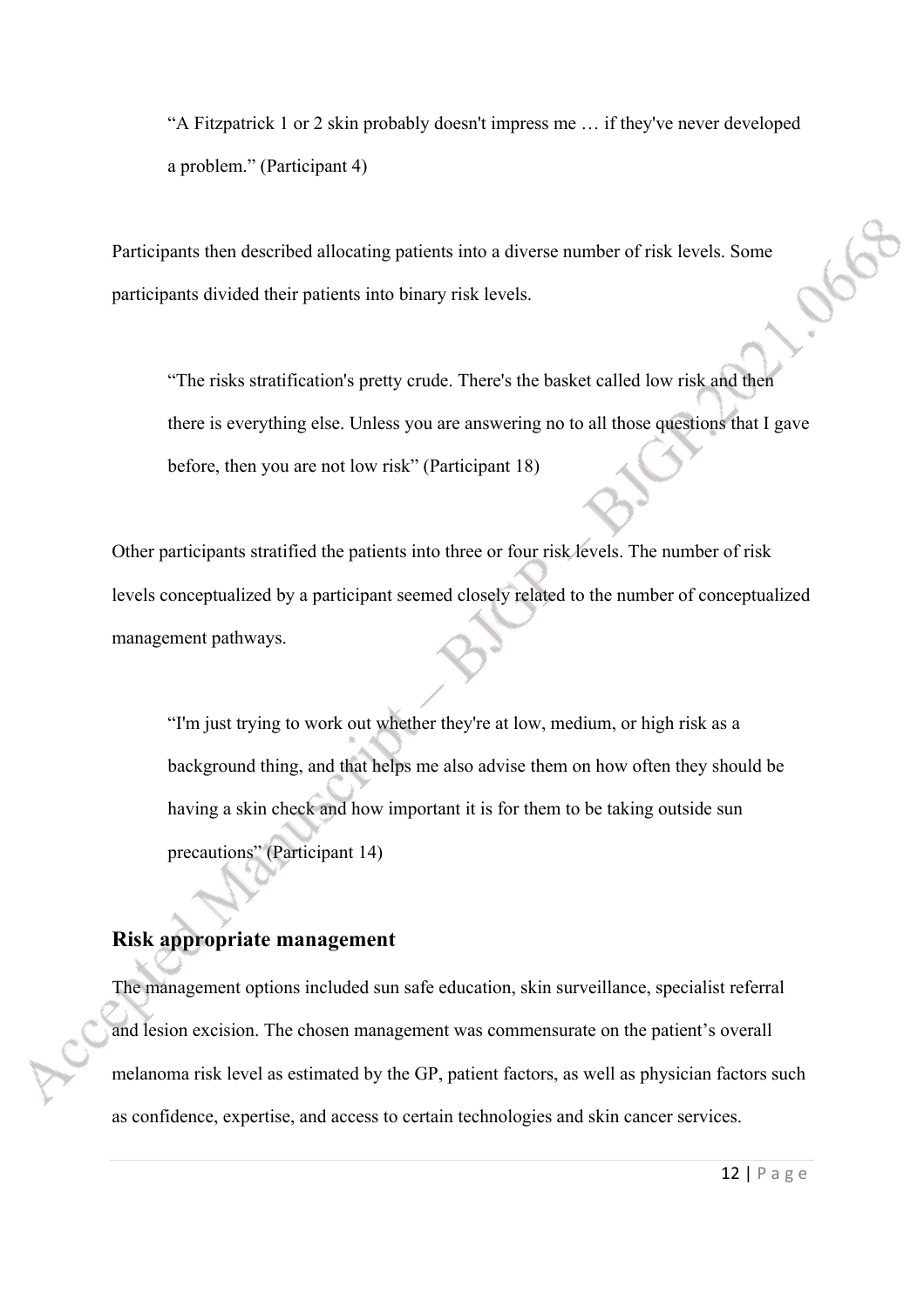> "A Fitzpatrick 1 or 2 skin probably doesn't impress me … if they've never developed a problem." (Participant 4)

Participants then described allocating patients into a diverse number of risk levels. Some participants divided their patients into binary risk levels.

> "The risks stratification's pretty crude. There's the basket called low risk and then there is everything else. Unless you are answering no to all those questions that I gave before, then you are not low risk" (Participant 18)

Other participants stratified the patients into three or four risk levels. The number of risk levels conceptualized by a participant seemed closely related to the number of conceptualized management pathways.

> "I'm just trying to work out whether they're at low, medium, or high risk as a background thing, and that helps me also advise them on how often they should be having a skin check and how important it is for them to be taking outside sun precautions" (Participant 14)

## Risk appropriate management

The management options included sun safe education, skin surveillance, specialist referral and lesion excision. The chosen management was commensurate on the patient's overall melanoma risk level as estimated by the GP, patient factors, as well as physician factors such as confidence, expertise, and access to certain technologies and skin cancer services.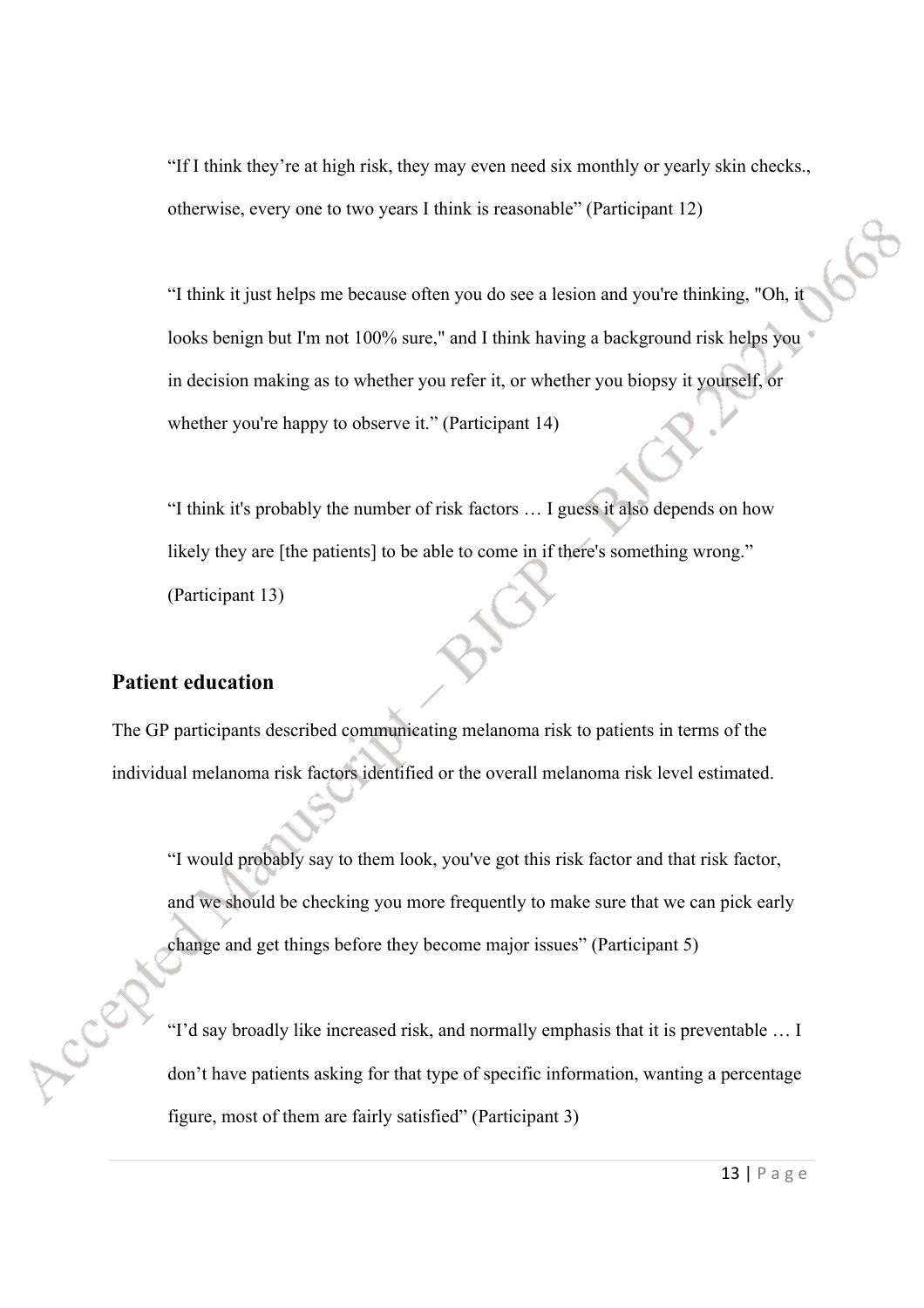> "If I think they're at high risk, they may even need six monthly or yearly skin checks., otherwise, every one to two years I think is reasonable" (Participant 12)

> "I think it just helps me because often you do see a lesion and you're thinking, "Oh, it looks benign but I'm not 100% sure," and I think having a background risk helps you in decision making as to whether you refer it, or whether you biopsy it yourself, or whether you're happy to observe it." (Participant 14)

> "I think it's probably the number of risk factors … I guess it also depends on how likely they are [the patients] to be able to come in if there's something wrong." (Participant 13)

## Patient education

The GP participants described communicating melanoma risk to patients in terms of the individual melanoma risk factors identified or the overall melanoma risk level estimated.

> "I would probably say to them look, you've got this risk factor and that risk factor, and we should be checking you more frequently to make sure that we can pick early change and get things before they become major issues" (Participant 5)

> "I'd say broadly like increased risk, and normally emphasis that it is preventable … I don't have patients asking for that type of specific information, wanting a percentage figure, most of them are fairly satisfied" (Participant 3)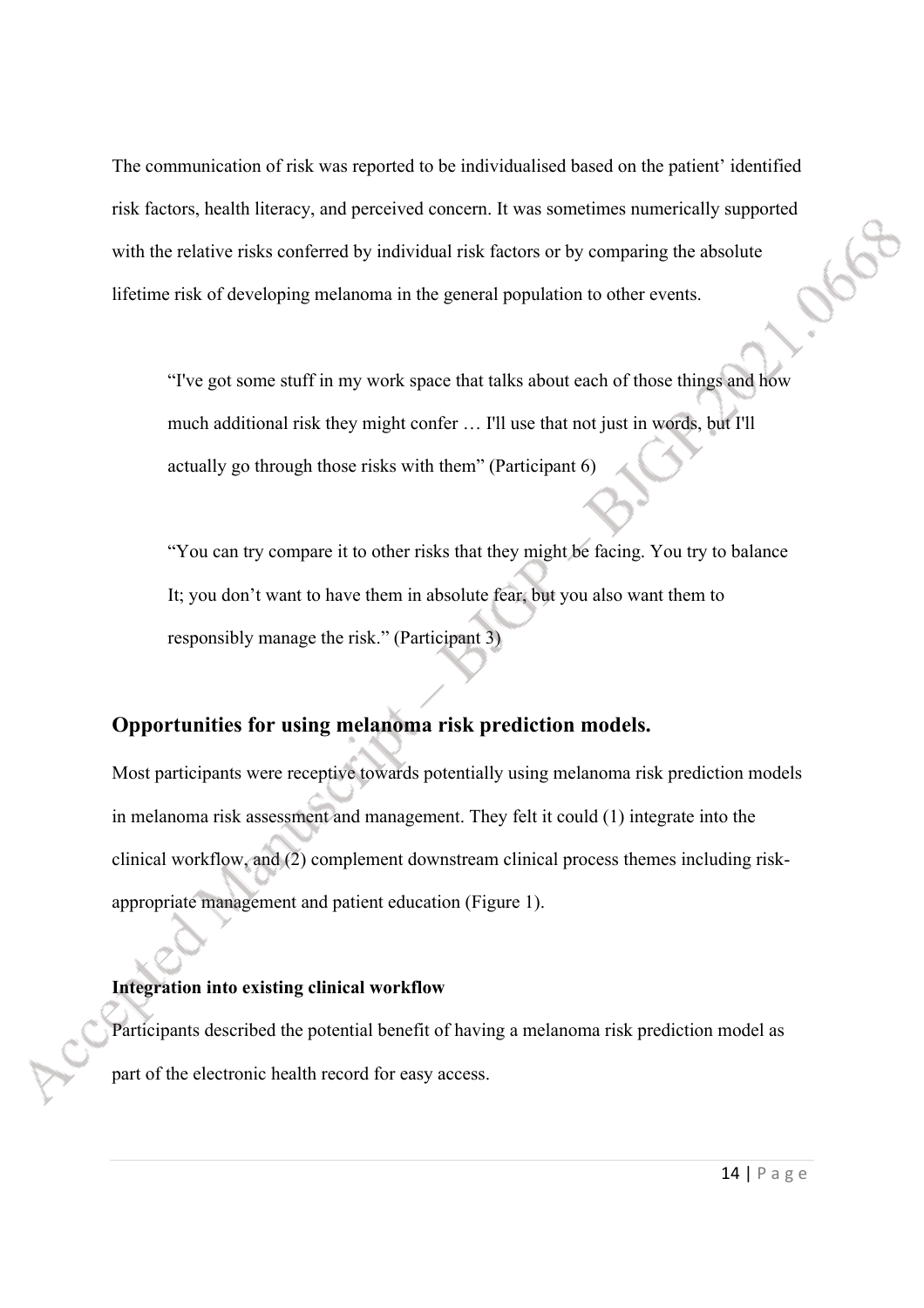The communication of risk was reported to be individualised based on the patient' identified risk factors, health literacy, and perceived concern. It was sometimes numerically supported with the relative risks conferred by individual risk factors or by comparing the absolute lifetime risk of developing melanoma in the general population to other events.

> "I've got some stuff in my work space that talks about each of those things and how much additional risk they might confer … I'll use that not just in words, but I'll actually go through those risks with them" (Participant 6)

> "You can try compare it to other risks that they might be facing. You try to balance It; you don't want to have them in absolute fear, but you also want them to responsibly manage the risk." (Participant 3)

## Opportunities for using melanoma risk prediction models.

Most participants were receptive towards potentially using melanoma risk prediction models in melanoma risk assessment and management. They felt it could (1) integrate into the clinical workflow, and (2) complement downstream clinical process themes including risk-appropriate management and patient education (Figure 1).

### Integration into existing clinical workflow

Participants described the potential benefit of having a melanoma risk prediction model as part of the electronic health record for easy access.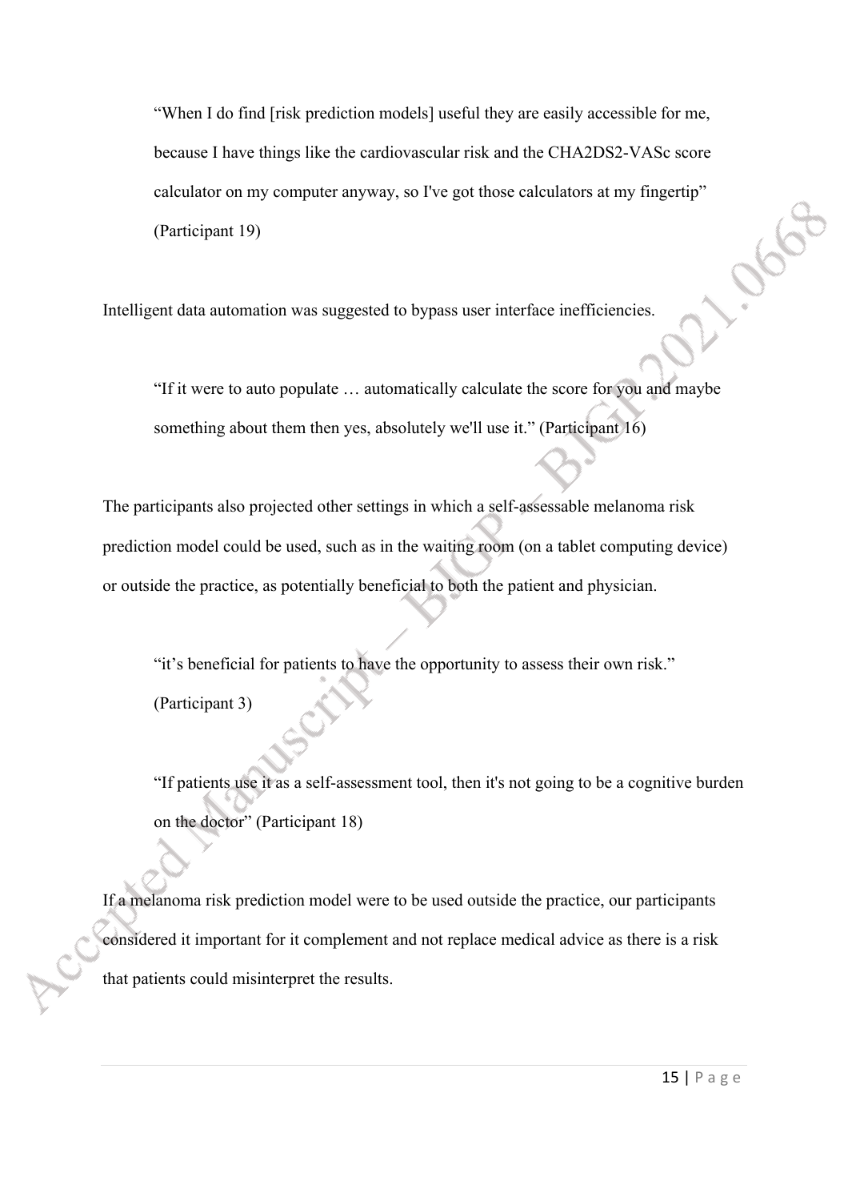> "When I do find [risk prediction models] useful they are easily accessible for me, because I have things like the cardiovascular risk and the CHA2DS2-VASc score calculator on my computer anyway, so I've got those calculators at my fingertip" (Participant 19)

Intelligent data automation was suggested to bypass user interface inefficiencies.

> "If it were to auto populate … automatically calculate the score for you and maybe something about them then yes, absolutely we'll use it." (Participant 16)

The participants also projected other settings in which a self-assessable melanoma risk prediction model could be used, such as in the waiting room (on a tablet computing device) or outside the practice, as potentially beneficial to both the patient and physician.

> "it's beneficial for patients to have the opportunity to assess their own risk." (Participant 3)

> "If patients use it as a self-assessment tool, then it's not going to be a cognitive burden on the doctor" (Participant 18)

If a melanoma risk prediction model were to be used outside the practice, our participants considered it important for it complement and not replace medical advice as there is a risk that patients could misinterpret the results.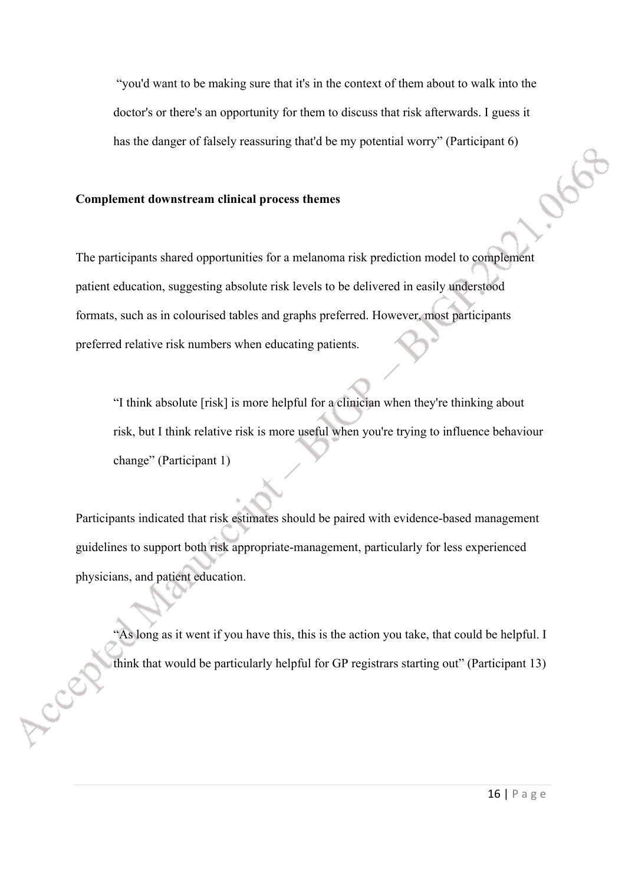> "you'd want to be making sure that it's in the context of them about to walk into the doctor's or there's an opportunity for them to discuss that risk afterwards. I guess it has the danger of falsely reassuring that'd be my potential worry" (Participant 6)

**Complement downstream clinical process themes**

The participants shared opportunities for a melanoma risk prediction model to complement patient education, suggesting absolute risk levels to be delivered in easily understood formats, such as in colourised tables and graphs preferred. However, most participants preferred relative risk numbers when educating patients.

> "I think absolute [risk] is more helpful for a clinician when they're thinking about risk, but I think relative risk is more useful when you're trying to influence behaviour change" (Participant 1)

Participants indicated that risk estimates should be paired with evidence-based management guidelines to support both risk appropriate-management, particularly for less experienced physicians, and patient education.

> "As long as it went if you have this, this is the action you take, that could be helpful. I think that would be particularly helpful for GP registrars starting out" (Participant 13)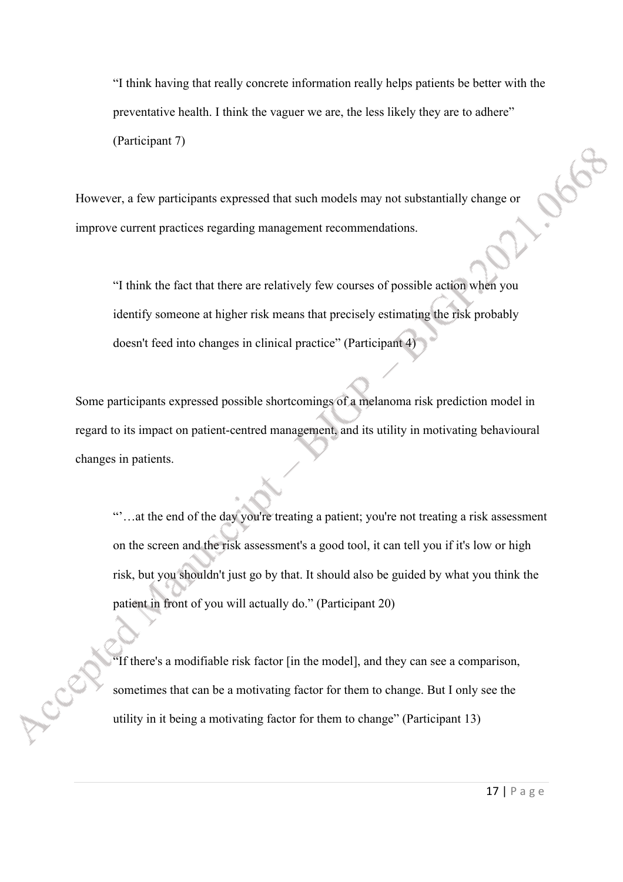> "I think having that really concrete information really helps patients be better with the preventative health. I think the vaguer we are, the less likely they are to adhere" (Participant 7)

However, a few participants expressed that such models may not substantially change or improve current practices regarding management recommendations.

> "I think the fact that there are relatively few courses of possible action when you identify someone at higher risk means that precisely estimating the risk probably doesn't feed into changes in clinical practice" (Participant 4)

Some participants expressed possible shortcomings of a melanoma risk prediction model in regard to its impact on patient-centred management, and its utility in motivating behavioural changes in patients.

> "'…at the end of the day you're treating a patient; you're not treating a risk assessment on the screen and the risk assessment's a good tool, it can tell you if it's low or high risk, but you shouldn't just go by that. It should also be guided by what you think the patient in front of you will actually do." (Participant 20)

> "If there's a modifiable risk factor [in the model], and they can see a comparison, sometimes that can be a motivating factor for them to change. But I only see the utility in it being a motivating factor for them to change" (Participant 13)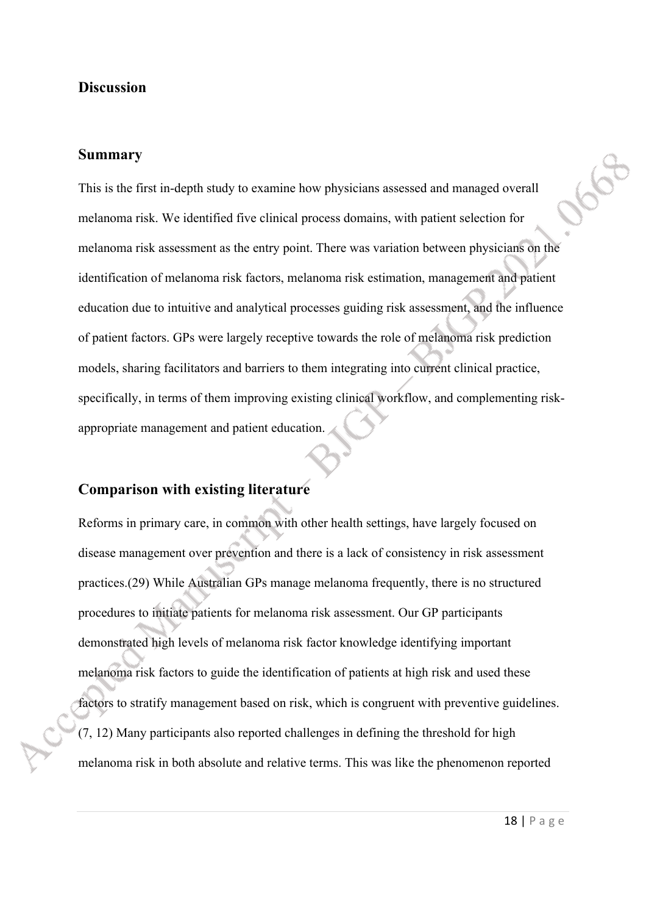## Discussion

### Summary

This is the first in-depth study to examine how physicians assessed and managed overall melanoma risk. We identified five clinical process domains, with patient selection for melanoma risk assessment as the entry point. There was variation between physicians on the identification of melanoma risk factors, melanoma risk estimation, management and patient education due to intuitive and analytical processes guiding risk assessment, and the influence of patient factors. GPs were largely receptive towards the role of melanoma risk prediction models, sharing facilitators and barriers to them integrating into current clinical practice, specifically, in terms of them improving existing clinical workflow, and complementing risk-appropriate management and patient education.

### Comparison with existing literature

Reforms in primary care, in common with other health settings, have largely focused on disease management over prevention and there is a lack of consistency in risk assessment practices.(29) While Australian GPs manage melanoma frequently, there is no structured procedures to initiate patients for melanoma risk assessment. Our GP participants demonstrated high levels of melanoma risk factor knowledge identifying important melanoma risk factors to guide the identification of patients at high risk and used these factors to stratify management based on risk, which is congruent with preventive guidelines. (7, 12) Many participants also reported challenges in defining the threshold for high melanoma risk in both absolute and relative terms. This was like the phenomenon reported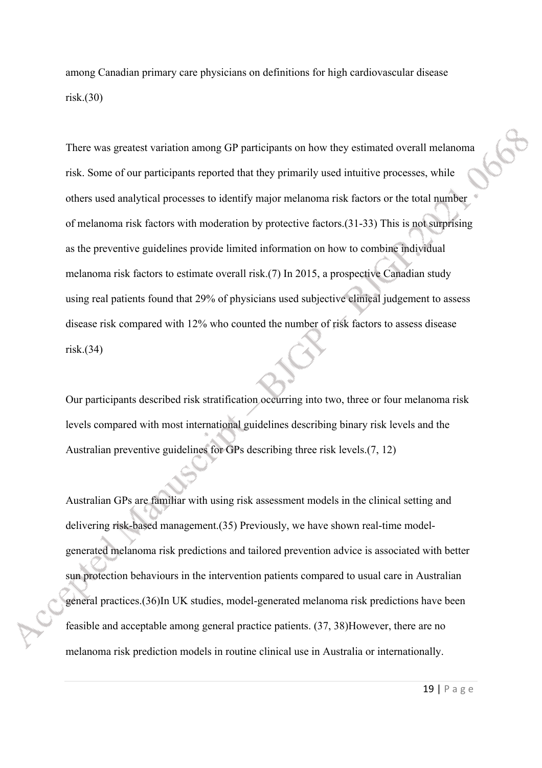among Canadian primary care physicians on definitions for high cardiovascular disease risk.(30)

There was greatest variation among GP participants on how they estimated overall melanoma risk. Some of our participants reported that they primarily used intuitive processes, while others used analytical processes to identify major melanoma risk factors or the total number of melanoma risk factors with moderation by protective factors.(31-33) This is not surprising as the preventive guidelines provide limited information on how to combine individual melanoma risk factors to estimate overall risk.(7) In 2015, a prospective Canadian study using real patients found that 29% of physicians used subjective clinical judgement to assess disease risk compared with 12% who counted the number of risk factors to assess disease risk.(34)

Our participants described risk stratification occurring into two, three or four melanoma risk levels compared with most international guidelines describing binary risk levels and the Australian preventive guidelines for GPs describing three risk levels.(7, 12)

Australian GPs are familiar with using risk assessment models in the clinical setting and delivering risk-based management.(35) Previously, we have shown real-time model-generated melanoma risk predictions and tailored prevention advice is associated with better sun protection behaviours in the intervention patients compared to usual care in Australian general practices.(36)In UK studies, model-generated melanoma risk predictions have been feasible and acceptable among general practice patients. (37, 38)However, there are no melanoma risk prediction models in routine clinical use in Australia or internationally.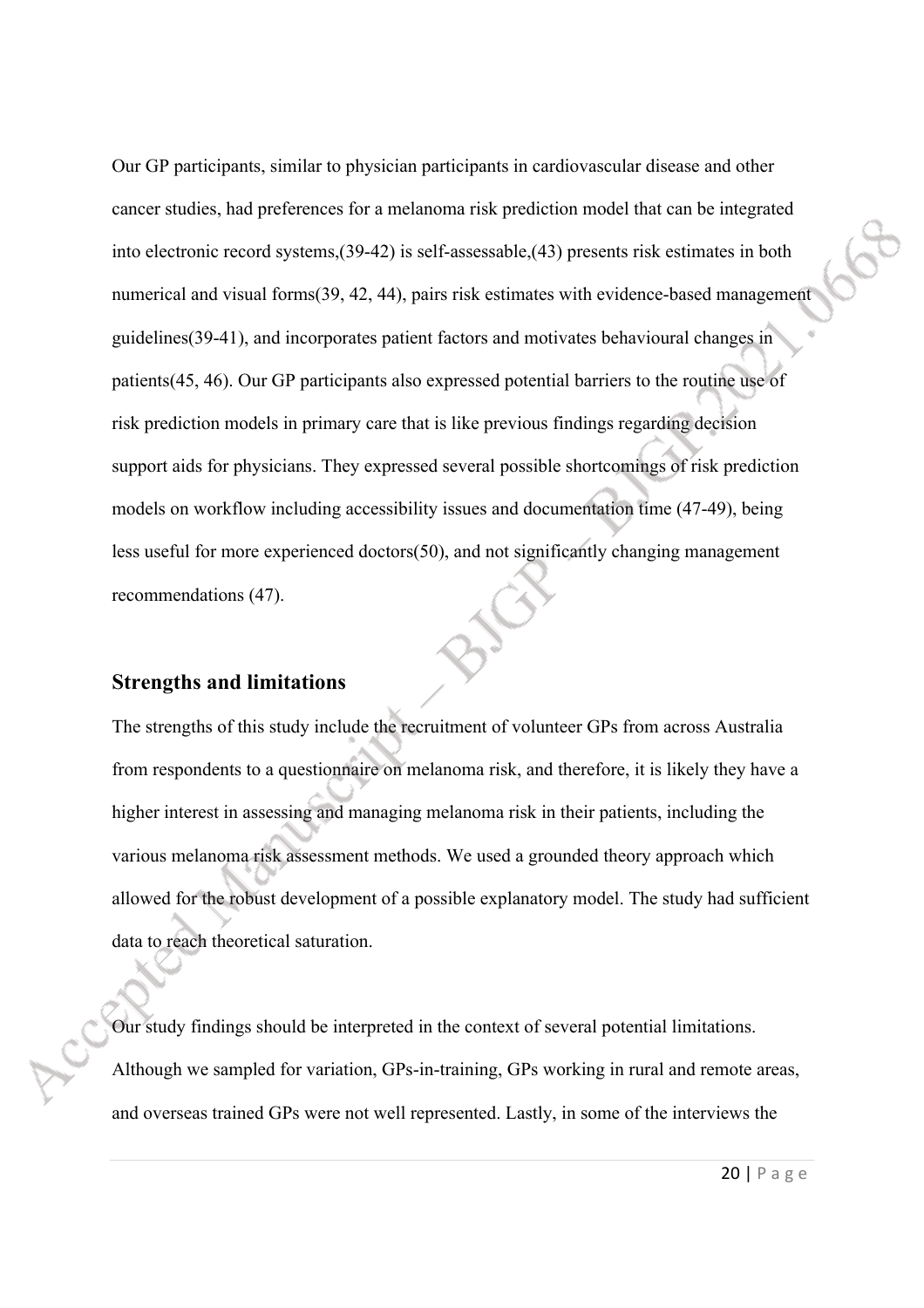Our GP participants, similar to physician participants in cardiovascular disease and other cancer studies, had preferences for a melanoma risk prediction model that can be integrated into electronic record systems,(39-42) is self-assessable,(43) presents risk estimates in both numerical and visual forms(39, 42, 44), pairs risk estimates with evidence-based management guidelines(39-41), and incorporates patient factors and motivates behavioural changes in patients(45, 46). Our GP participants also expressed potential barriers to the routine use of risk prediction models in primary care that is like previous findings regarding decision support aids for physicians. They expressed several possible shortcomings of risk prediction models on workflow including accessibility issues and documentation time (47-49), being less useful for more experienced doctors(50), and not significantly changing management recommendations (47).

## Strengths and limitations

The strengths of this study include the recruitment of volunteer GPs from across Australia from respondents to a questionnaire on melanoma risk, and therefore, it is likely they have a higher interest in assessing and managing melanoma risk in their patients, including the various melanoma risk assessment methods. We used a grounded theory approach which allowed for the robust development of a possible explanatory model. The study had sufficient data to reach theoretical saturation.

Our study findings should be interpreted in the context of several potential limitations. Although we sampled for variation, GPs-in-training, GPs working in rural and remote areas, and overseas trained GPs were not well represented. Lastly, in some of the interviews the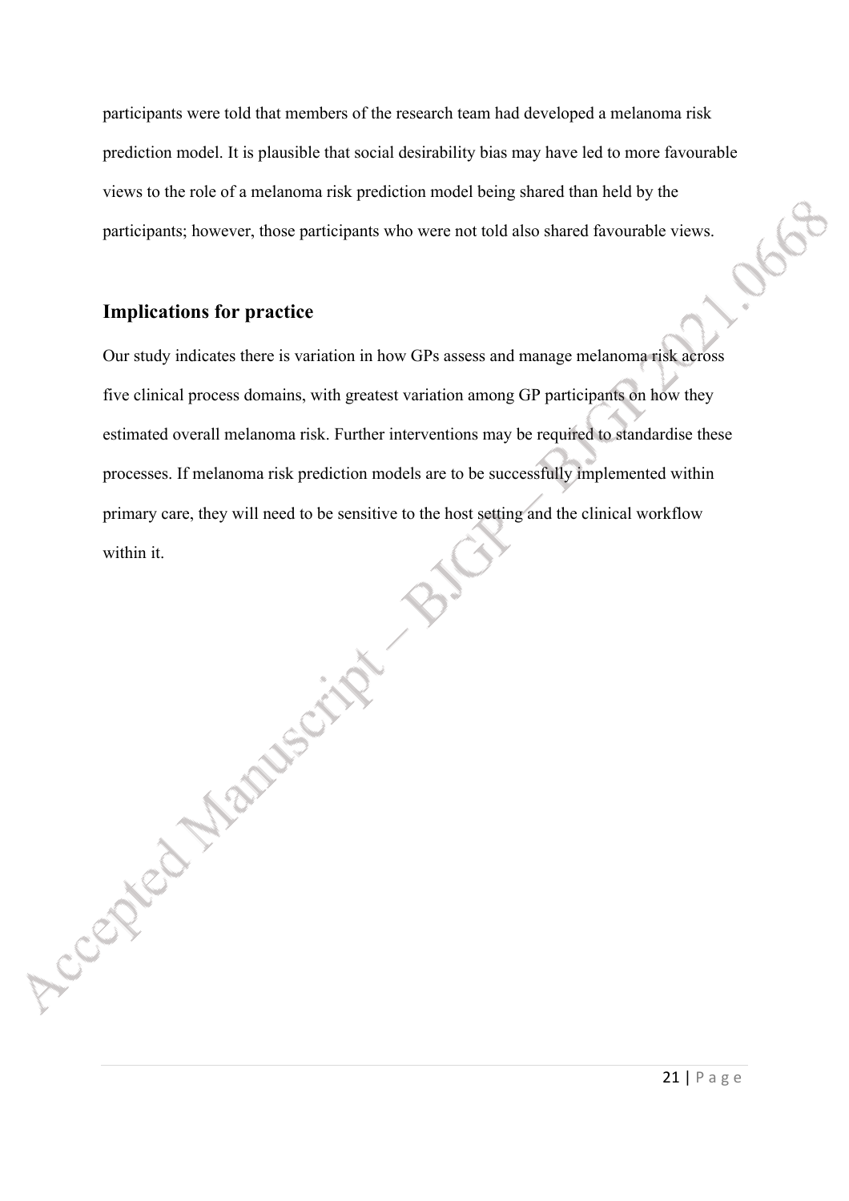participants were told that members of the research team had developed a melanoma risk prediction model. It is plausible that social desirability bias may have led to more favourable views to the role of a melanoma risk prediction model being shared than held by the participants; however, those participants who were not told also shared favourable views.

## Implications for practice

Our study indicates there is variation in how GPs assess and manage melanoma risk across five clinical process domains, with greatest variation among GP participants on how they estimated overall melanoma risk. Further interventions may be required to standardise these processes. If melanoma risk prediction models are to be successfully implemented within primary care, they will need to be sensitive to the host setting and the clinical workflow within it.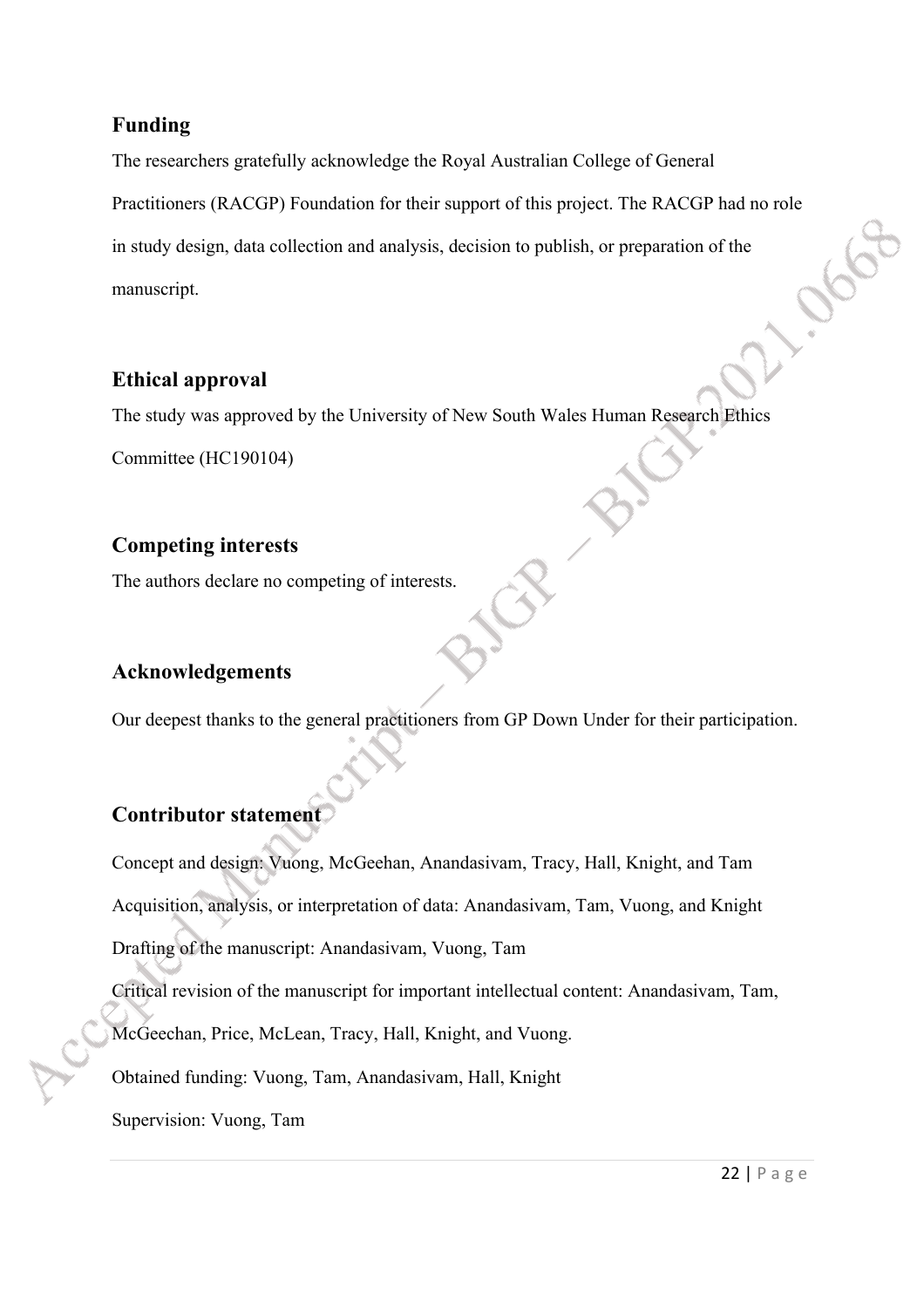## Funding

The researchers gratefully acknowledge the Royal Australian College of General Practitioners (RACGP) Foundation for their support of this project. The RACGP had no role in study design, data collection and analysis, decision to publish, or preparation of the manuscript.

## Ethical approval

The study was approved by the University of New South Wales Human Research Ethics Committee (HC190104)

## Competing interests

The authors declare no competing of interests.

## Acknowledgements

Our deepest thanks to the general practitioners from GP Down Under for their participation.

## Contributor statement

Concept and design: Vuong, McGeehan, Anandasivam, Tracy, Hall, Knight, and Tam

Acquisition, analysis, or interpretation of data: Anandasivam, Tam, Vuong, and Knight

Drafting of the manuscript: Anandasivam, Vuong, Tam

Critical revision of the manuscript for important intellectual content: Anandasivam, Tam, McGeechan, Price, McLean, Tracy, Hall, Knight, and Vuong.

Obtained funding: Vuong, Tam, Anandasivam, Hall, Knight

Supervision: Vuong, Tam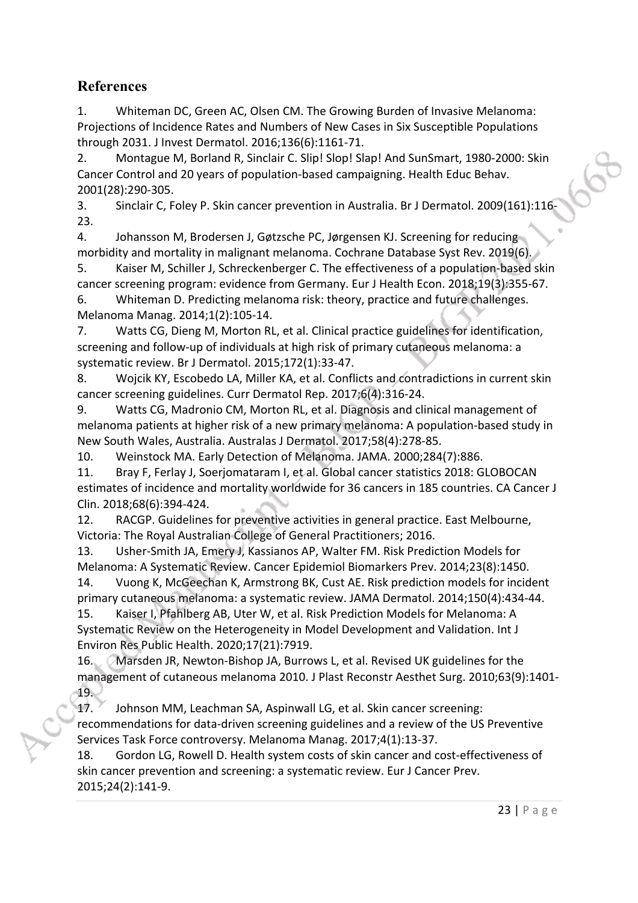## References

1. Whiteman DC, Green AC, Olsen CM. The Growing Burden of Invasive Melanoma: Projections of Incidence Rates and Numbers of New Cases in Six Susceptible Populations through 2031. J Invest Dermatol. 2016;136(6):1161-71.
2. Montague M, Borland R, Sinclair C. Slip! Slop! Slap! And SunSmart, 1980-2000: Skin Cancer Control and 20 years of population-based campaigning. Health Educ Behav. 2001(28):290-305.
3. Sinclair C, Foley P. Skin cancer prevention in Australia. Br J Dermatol. 2009(161):116-23.
4. Johansson M, Brodersen J, Gøtzsche PC, Jørgensen KJ. Screening for reducing morbidity and mortality in malignant melanoma. Cochrane Database Syst Rev. 2019(6).
5. Kaiser M, Schiller J, Schreckenberger C. The effectiveness of a population-based skin cancer screening program: evidence from Germany. Eur J Health Econ. 2018;19(3):355-67.
6. Whiteman D. Predicting melanoma risk: theory, practice and future challenges. Melanoma Manag. 2014;1(2):105-14.
7. Watts CG, Dieng M, Morton RL, et al. Clinical practice guidelines for identification, screening and follow-up of individuals at high risk of primary cutaneous melanoma: a systematic review. Br J Dermatol. 2015;172(1):33-47.
8. Wojcik KY, Escobedo LA, Miller KA, et al. Conflicts and contradictions in current skin cancer screening guidelines. Curr Dermatol Rep. 2017;6(4):316-24.
9. Watts CG, Madronio CM, Morton RL, et al. Diagnosis and clinical management of melanoma patients at higher risk of a new primary melanoma: A population-based study in New South Wales, Australia. Australas J Dermatol. 2017;58(4):278-85.
10. Weinstock MA. Early Detection of Melanoma. JAMA. 2000;284(7):886.
11. Bray F, Ferlay J, Soerjomataram I, et al. Global cancer statistics 2018: GLOBOCAN estimates of incidence and mortality worldwide for 36 cancers in 185 countries. CA Cancer J Clin. 2018;68(6):394-424.
12. RACGP. Guidelines for preventive activities in general practice. East Melbourne, Victoria: The Royal Australian College of General Practitioners; 2016.
13. Usher-Smith JA, Emery J, Kassianos AP, Walter FM. Risk Prediction Models for Melanoma: A Systematic Review. Cancer Epidemiol Biomarkers Prev. 2014;23(8):1450.
14. Vuong K, McGeechan K, Armstrong BK, Cust AE. Risk prediction models for incident primary cutaneous melanoma: a systematic review. JAMA Dermatol. 2014;150(4):434-44.
15. Kaiser I, Pfahlberg AB, Uter W, et al. Risk Prediction Models for Melanoma: A Systematic Review on the Heterogeneity in Model Development and Validation. Int J Environ Res Public Health. 2020;17(21):7919.
16. Marsden JR, Newton-Bishop JA, Burrows L, et al. Revised UK guidelines for the management of cutaneous melanoma 2010. J Plast Reconstr Aesthet Surg. 2010;63(9):1401-19.
17. Johnson MM, Leachman SA, Aspinwall LG, et al. Skin cancer screening: recommendations for data-driven screening guidelines and a review of the US Preventive Services Task Force controversy. Melanoma Manag. 2017;4(1):13-37.
18. Gordon LG, Rowell D. Health system costs of skin cancer and cost-effectiveness of skin cancer prevention and screening: a systematic review. Eur J Cancer Prev. 2015;24(2):141-9.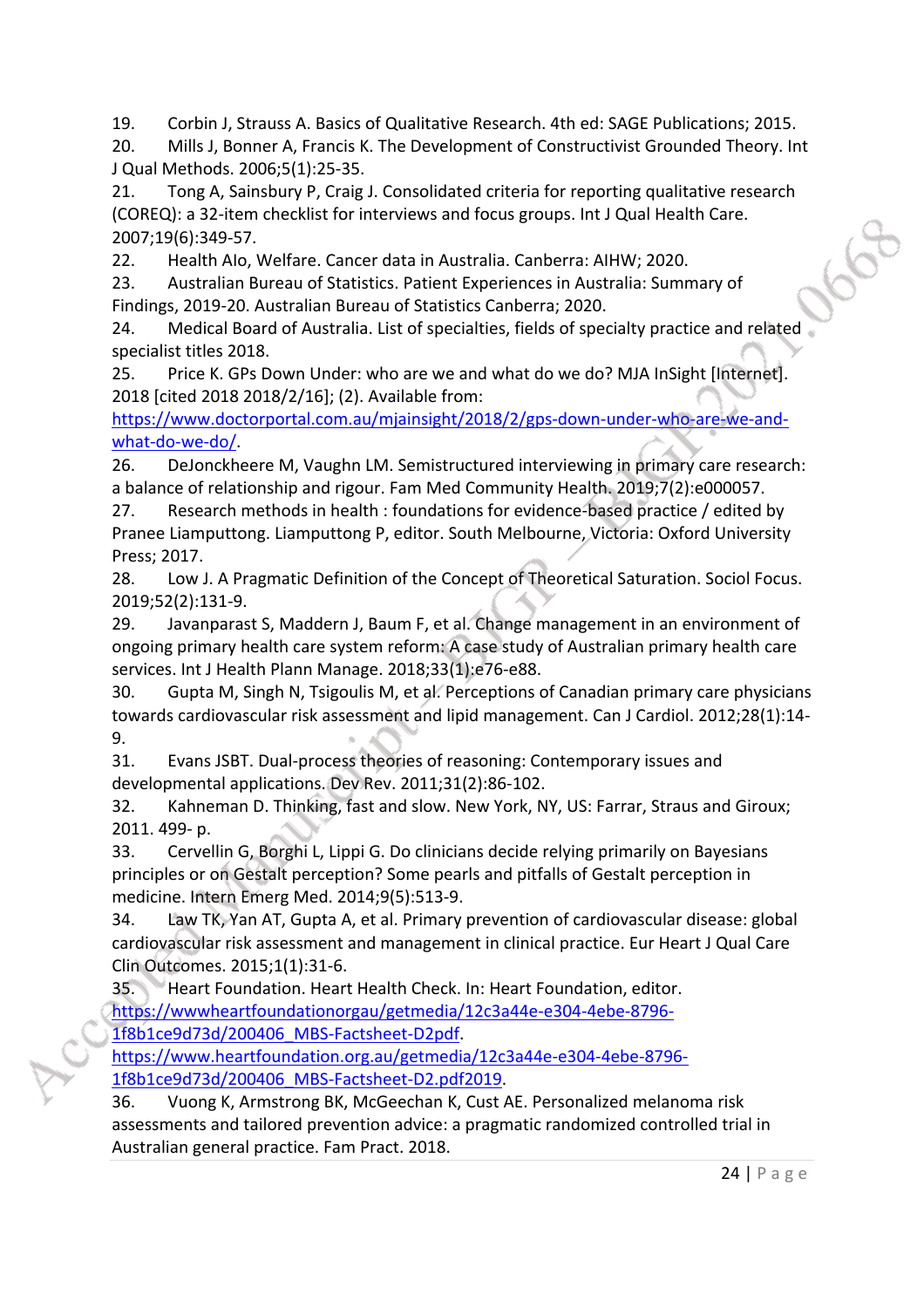19. Corbin J, Strauss A. Basics of Qualitative Research. 4th ed: SAGE Publications; 2015.
20. Mills J, Bonner A, Francis K. The Development of Constructivist Grounded Theory. Int J Qual Methods. 2006;5(1):25-35.
21. Tong A, Sainsbury P, Craig J. Consolidated criteria for reporting qualitative research (COREQ): a 32-item checklist for interviews and focus groups. Int J Qual Health Care. 2007;19(6):349-57.
22. Health AIo, Welfare. Cancer data in Australia. Canberra: AIHW; 2020.
23. Australian Bureau of Statistics. Patient Experiences in Australia: Summary of Findings, 2019-20. Australian Bureau of Statistics Canberra; 2020.
24. Medical Board of Australia. List of specialties, fields of specialty practice and related specialist titles 2018.
25. Price K. GPs Down Under: who are we and what do we do? MJA InSight [Internet]. 2018 [cited 2018 2018/2/16]; (2). Available from: https://www.doctorportal.com.au/mjainsight/2018/2/gps-down-under-who-are-we-and-what-do-we-do/.
26. DeJonckheere M, Vaughn LM. Semistructured interviewing in primary care research: a balance of relationship and rigour. Fam Med Community Health. 2019;7(2):e000057.
27. Research methods in health : foundations for evidence-based practice / edited by Pranee Liamputtong. Liamputtong P, editor. South Melbourne, Victoria: Oxford University Press; 2017.
28. Low J. A Pragmatic Definition of the Concept of Theoretical Saturation. Sociol Focus. 2019;52(2):131-9.
29. Javanparast S, Maddern J, Baum F, et al. Change management in an environment of ongoing primary health care system reform: A case study of Australian primary health care services. Int J Health Plann Manage. 2018;33(1):e76-e88.
30. Gupta M, Singh N, Tsigoulis M, et al. Perceptions of Canadian primary care physicians towards cardiovascular risk assessment and lipid management. Can J Cardiol. 2012;28(1):14-9.
31. Evans JSBT. Dual-process theories of reasoning: Contemporary issues and developmental applications. Dev Rev. 2011;31(2):86-102.
32. Kahneman D. Thinking, fast and slow. New York, NY, US: Farrar, Straus and Giroux; 2011. 499- p.
33. Cervellin G, Borghi L, Lippi G. Do clinicians decide relying primarily on Bayesians principles or on Gestalt perception? Some pearls and pitfalls of Gestalt perception in medicine. Intern Emerg Med. 2014;9(5):513-9.
34. Law TK, Yan AT, Gupta A, et al. Primary prevention of cardiovascular disease: global cardiovascular risk assessment and management in clinical practice. Eur Heart J Qual Care Clin Outcomes. 2015;1(1):31-6.
35. Heart Foundation. Heart Health Check. In: Heart Foundation, editor. https://wwwheartfoundationorgau/getmedia/12c3a44e-e304-4ebe-8796-1f8b1ce9d73d/200406_MBS-Factsheet-D2pdf. https://www.heartfoundation.org.au/getmedia/12c3a44e-e304-4ebe-8796-1f8b1ce9d73d/200406_MBS-Factsheet-D2.pdf2019.
36. Vuong K, Armstrong BK, McGeechan K, Cust AE. Personalized melanoma risk assessments and tailored prevention advice: a pragmatic randomized controlled trial in Australian general practice. Fam Pract. 2018.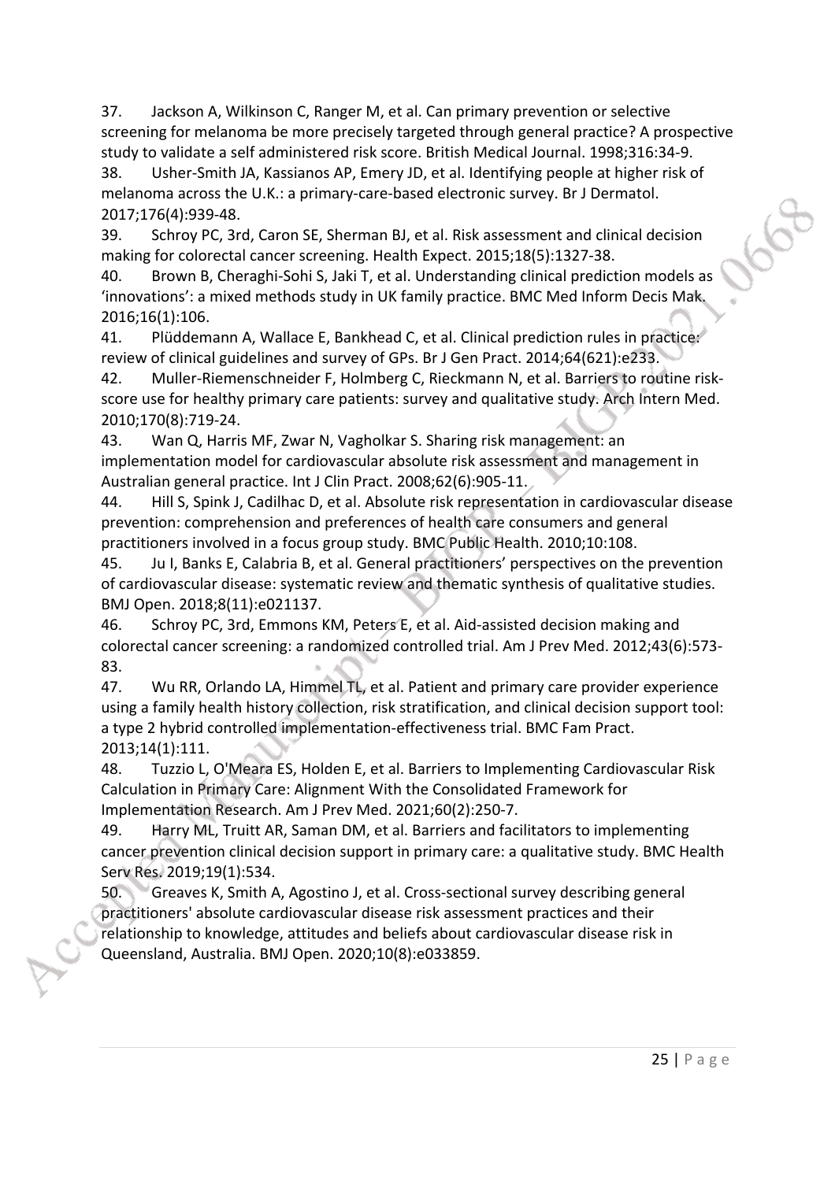37. Jackson A, Wilkinson C, Ranger M, et al. Can primary prevention or selective screening for melanoma be more precisely targeted through general practice? A prospective study to validate a self administered risk score. British Medical Journal. 1998;316:34-9.

38. Usher-Smith JA, Kassianos AP, Emery JD, et al. Identifying people at higher risk of melanoma across the U.K.: a primary-care-based electronic survey. Br J Dermatol. 2017;176(4):939-48.

39. Schroy PC, 3rd, Caron SE, Sherman BJ, et al. Risk assessment and clinical decision making for colorectal cancer screening. Health Expect. 2015;18(5):1327-38.

40. Brown B, Cheraghi-Sohi S, Jaki T, et al. Understanding clinical prediction models as 'innovations': a mixed methods study in UK family practice. BMC Med Inform Decis Mak. 2016;16(1):106.

41. Plüddemann A, Wallace E, Bankhead C, et al. Clinical prediction rules in practice: review of clinical guidelines and survey of GPs. Br J Gen Pract. 2014;64(621):e233.

42. Muller-Riemenschneider F, Holmberg C, Rieckmann N, et al. Barriers to routine risk-score use for healthy primary care patients: survey and qualitative study. Arch Intern Med. 2010;170(8):719-24.

43. Wan Q, Harris MF, Zwar N, Vagholkar S. Sharing risk management: an implementation model for cardiovascular absolute risk assessment and management in Australian general practice. Int J Clin Pract. 2008;62(6):905-11.

44. Hill S, Spink J, Cadilhac D, et al. Absolute risk representation in cardiovascular disease prevention: comprehension and preferences of health care consumers and general practitioners involved in a focus group study. BMC Public Health. 2010;10:108.

45. Ju I, Banks E, Calabria B, et al. General practitioners' perspectives on the prevention of cardiovascular disease: systematic review and thematic synthesis of qualitative studies. BMJ Open. 2018;8(11):e021137.

46. Schroy PC, 3rd, Emmons KM, Peters E, et al. Aid-assisted decision making and colorectal cancer screening: a randomized controlled trial. Am J Prev Med. 2012;43(6):573-83.

47. Wu RR, Orlando LA, Himmel TL, et al. Patient and primary care provider experience using a family health history collection, risk stratification, and clinical decision support tool: a type 2 hybrid controlled implementation-effectiveness trial. BMC Fam Pract. 2013;14(1):111.

48. Tuzzio L, O'Meara ES, Holden E, et al. Barriers to Implementing Cardiovascular Risk Calculation in Primary Care: Alignment With the Consolidated Framework for Implementation Research. Am J Prev Med. 2021;60(2):250-7.

49. Harry ML, Truitt AR, Saman DM, et al. Barriers and facilitators to implementing cancer prevention clinical decision support in primary care: a qualitative study. BMC Health Serv Res. 2019;19(1):534.

50. Greaves K, Smith A, Agostino J, et al. Cross-sectional survey describing general practitioners' absolute cardiovascular disease risk assessment practices and their relationship to knowledge, attitudes and beliefs about cardiovascular disease risk in Queensland, Australia. BMJ Open. 2020;10(8):e033859.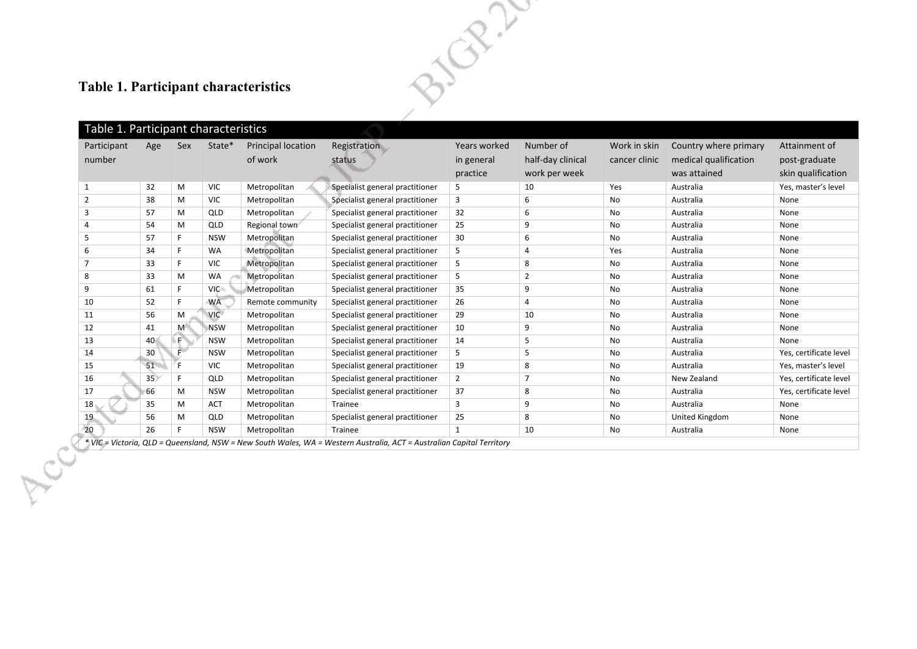**Table 1. Participant characteristics**

| Participant number | Age | Sex | State* | Principal location of work | Registration status | Years worked in general practice | Number of half-day clinical work per week | Work in skin cancer clinic | Country where primary medical qualification was attained | Attainment of post-graduate skin qualification |
|---|---|---|---|---|---|---|---|---|---|---|
| 1 | 32 | M | VIC | Metropolitan | Specialist general practitioner | 5 | 10 | Yes | Australia | Yes, master's level |
| 2 | 38 | M | VIC | Metropolitan | Specialist general practitioner | 3 | 6 | No | Australia | None |
| 3 | 57 | M | QLD | Metropolitan | Specialist general practitioner | 32 | 6 | No | Australia | None |
| 4 | 54 | M | QLD | Regional town | Specialist general practitioner | 25 | 9 | No | Australia | None |
| 5 | 57 | F | NSW | Metropolitan | Specialist general practitioner | 30 | 6 | No | Australia | None |
| 6 | 34 | F | WA | Metropolitan | Specialist general practitioner | 5 | 4 | Yes | Australia | None |
| 7 | 33 | F | VIC | Metropolitan | Specialist general practitioner | 5 | 8 | No | Australia | None |
| 8 | 33 | M | WA | Metropolitan | Specialist general practitioner | 5 | 2 | No | Australia | None |
| 9 | 61 | F | VIC | Metropolitan | Specialist general practitioner | 35 | 9 | No | Australia | None |
| 10 | 52 | F | WA | Remote community | Specialist general practitioner | 26 | 4 | No | Australia | None |
| 11 | 56 | M | VIC | Metropolitan | Specialist general practitioner | 29 | 10 | No | Australia | None |
| 12 | 41 | M | NSW | Metropolitan | Specialist general practitioner | 10 | 9 | No | Australia | None |
| 13 | 40 | F | NSW | Metropolitan | Specialist general practitioner | 14 | 5 | No | Australia | None |
| 14 | 30 | F | NSW | Metropolitan | Specialist general practitioner | 5 | 5 | No | Australia | Yes, certificate level |
| 15 | 51 | F | VIC | Metropolitan | Specialist general practitioner | 19 | 8 | No | Australia | Yes, master's level |
| 16 | 35 | F | QLD | Metropolitan | Specialist general practitioner | 2 | 7 | No | New Zealand | Yes, certificate level |
| 17 | 66 | M | NSW | Metropolitan | Specialist general practitioner | 37 | 8 | No | Australia | Yes, certificate level |
| 18 | 35 | M | ACT | Metropolitan | Trainee | 3 | 9 | No | Australia | None |
| 19 | 56 | M | QLD | Metropolitan | Specialist general practitioner | 25 | 8 | No | United Kingdom | None |
| 20 | 26 | F | NSW | Metropolitan | Trainee | 1 | 10 | No | Australia | None |

*\* VIC = Victoria, QLD = Queensland, NSW = New South Wales, WA = Western Australia, ACT = Australian Capital Territory*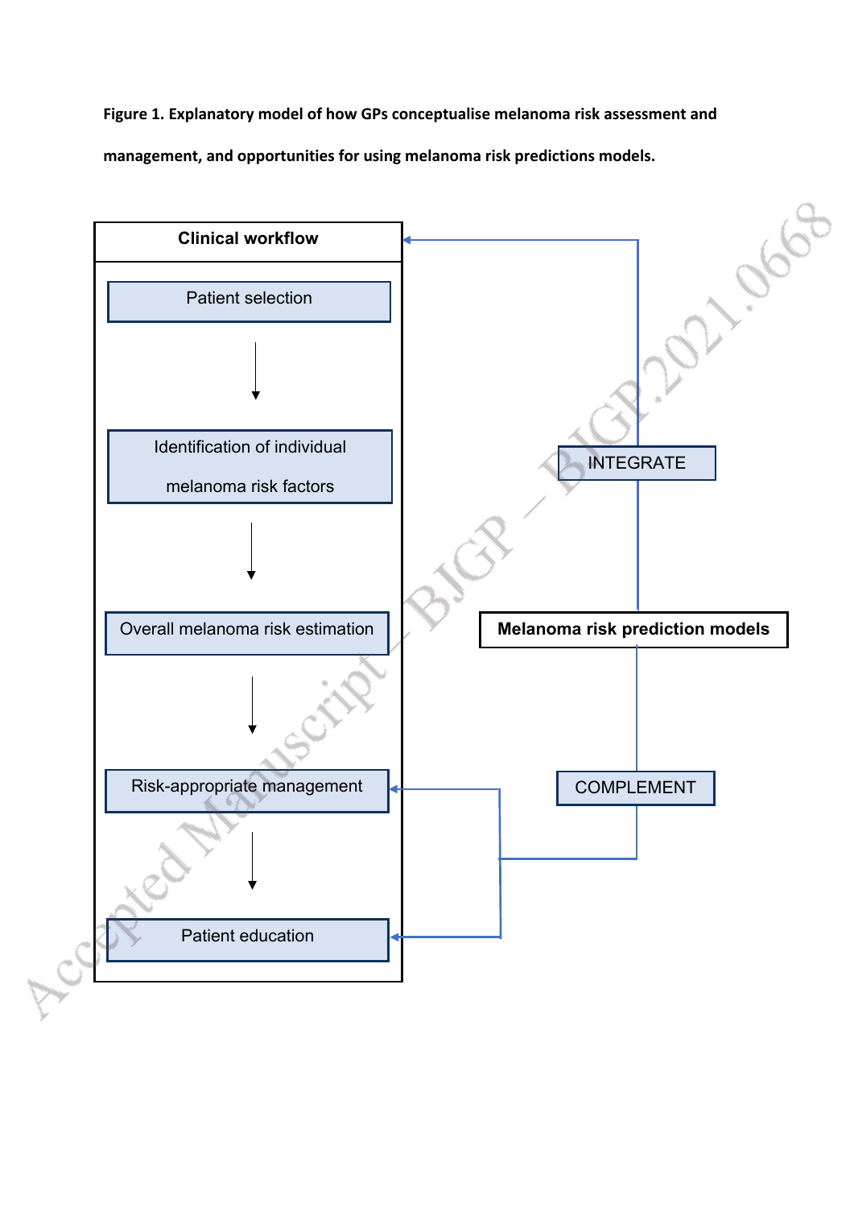**Figure 1. Explanatory model of how GPs conceptualise melanoma risk assessment and management, and opportunities for using melanoma risk predictions models.**

Clinical workflow

Patient selection

Identification of individual melanoma risk factors

Overall melanoma risk estimation

Risk-appropriate management

Patient education

INTEGRATE

Melanoma risk prediction models

COMPLEMENT